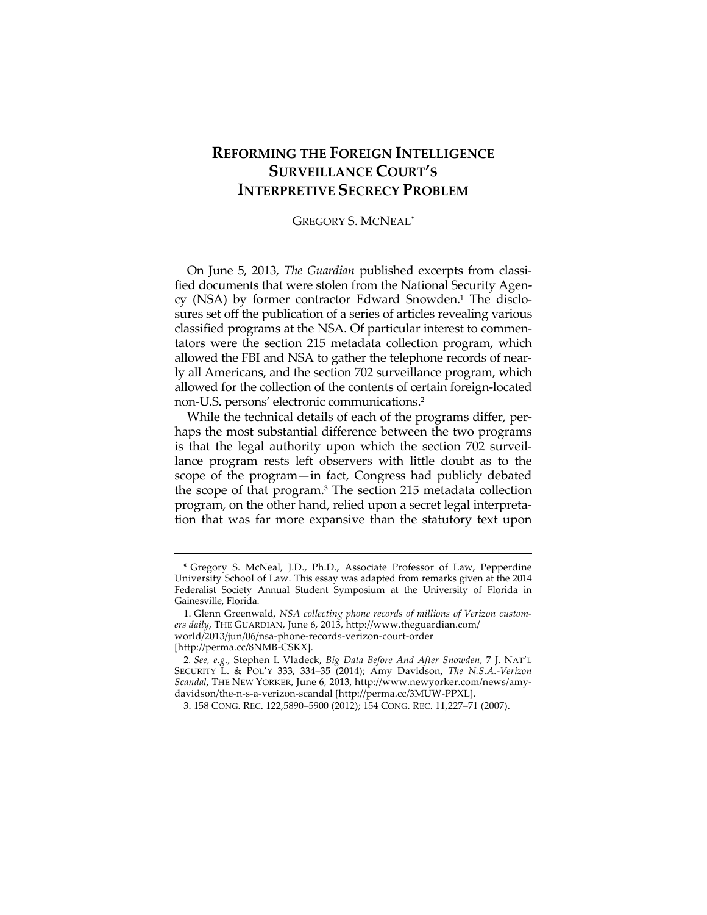# REFORMING THE FOREIGN INTELLIGENCE SURVEILLANCE COURT'S INTERPRETIVE SECRECY PROBLEM

GREGORY S. MCNEAL*

On June 5, 2013, *The Guardian* published excerpts from classified documents that were stolen from the National Security Agency (NSA) by former contractor Edward Snowden.[1] The disclosures set off the publication of a series of articles revealing various classified programs at the NSA. Of particular interest to commentators were the section 215 metadata collection program, which allowed the FBI and NSA to gather the telephone records of nearly all Americans, and the section 702 surveillance program, which allowed for the collection of the contents of certain foreign-located non-U.S. persons' electronic communications.[2]

While the technical details of each of the programs differ, perhaps the most substantial difference between the two programs is that the legal authority upon which the section 702 surveillance program rests left observers with little doubt as to the scope of the program—in fact, Congress had publicly debated the scope of that program.[3] The section 215 metadata collection program, on the other hand, relied upon a secret legal interpretation that was far more expansive than the statutory text upon

---

\* Gregory S. McNeal, J.D., Ph.D., Associate Professor of Law, Pepperdine University School of Law. This essay was adapted from remarks given at the 2014 Federalist Society Annual Student Symposium at the University of Florida in Gainesville, Florida.

1. Glenn Greenwald, *NSA collecting phone records of millions of Verizon customers daily*, THE GUARDIAN, June 6, 2013, http://www.theguardian.com/world/2013/jun/06/nsa-phone-records-verizon-court-order [http://perma.cc/8NMB-CSKX].

2. *See, e.g.*, Stephen I. Vladeck, *Big Data Before And After Snowden*, 7 J. NAT'L SECURITY L. & POL'Y 333, 334–35 (2014); Amy Davidson, *The N.S.A.-Verizon Scandal*, THE NEW YORKER, June 6, 2013, http://www.newyorker.com/news/amy-davidson/the-n-s-a-verizon-scandal [http://perma.cc/3MUW-PPXL].

3. 158 CONG. REC. 122,5890–5900 (2012); 154 CONG. REC. 11,227–71 (2007).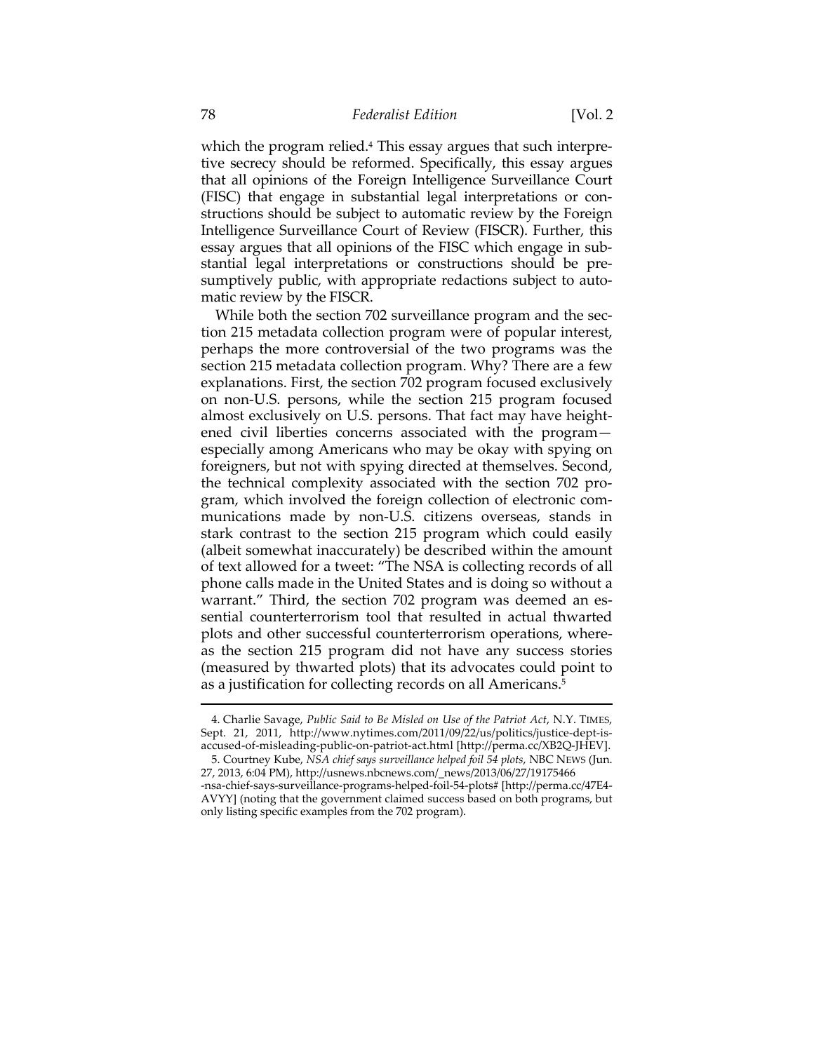which the program relied.[4] This essay argues that such interpretive secrecy should be reformed. Specifically, this essay argues that all opinions of the Foreign Intelligence Surveillance Court (FISC) that engage in substantial legal interpretations or constructions should be subject to automatic review by the Foreign Intelligence Surveillance Court of Review (FISCR). Further, this essay argues that all opinions of the FISC which engage in substantial legal interpretations or constructions should be presumptively public, with appropriate redactions subject to automatic review by the FISCR.

While both the section 702 surveillance program and the section 215 metadata collection program were of popular interest, perhaps the more controversial of the two programs was the section 215 metadata collection program. Why? There are a few explanations. First, the section 702 program focused exclusively on non-U.S. persons, while the section 215 program focused almost exclusively on U.S. persons. That fact may have heightened civil liberties concerns associated with the program—especially among Americans who may be okay with spying on foreigners, but not with spying directed at themselves. Second, the technical complexity associated with the section 702 program, which involved the foreign collection of electronic communications made by non-U.S. citizens overseas, stands in stark contrast to the section 215 program which could easily (albeit somewhat inaccurately) be described within the amount of text allowed for a tweet: "The NSA is collecting records of all phone calls made in the United States and is doing so without a warrant." Third, the section 702 program was deemed an essential counterterrorism tool that resulted in actual thwarted plots and other successful counterterrorism operations, whereas the section 215 program did not have any success stories (measured by thwarted plots) that its advocates could point to as a justification for collecting records on all Americans.[5]

---

4. Charlie Savage, *Public Said to Be Misled on Use of the Patriot Act*, N.Y. TIMES, Sept. 21, 2011, http://www.nytimes.com/2011/09/22/us/politics/justice-dept-is-accused-of-misleading-public-on-patriot-act.html [http://perma.cc/XB2Q-JHEV].

5. Courtney Kube, *NSA chief says surveillance helped foil 54 plots*, NBC NEWS (Jun. 27, 2013, 6:04 PM), http://usnews.nbcnews.com/_news/2013/06/27/19175466-nsa-chief-says-surveillance-programs-helped-foil-54-plots# [http://perma.cc/47E4-AVYY] (noting that the government claimed success based on both programs, but only listing specific examples from the 702 program).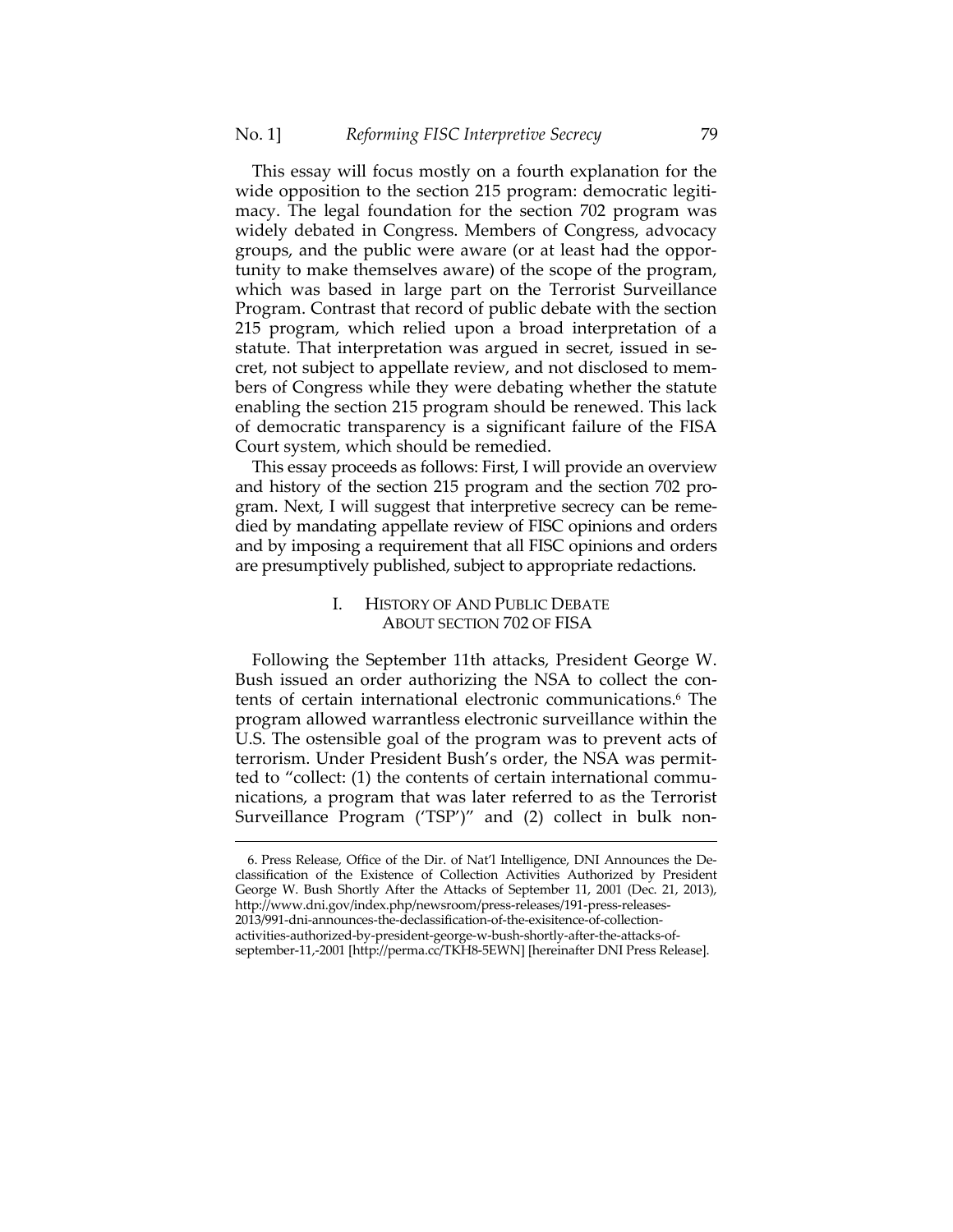This essay will focus mostly on a fourth explanation for the wide opposition to the section 215 program: democratic legitimacy. The legal foundation for the section 702 program was widely debated in Congress. Members of Congress, advocacy groups, and the public were aware (or at least had the opportunity to make themselves aware) of the scope of the program, which was based in large part on the Terrorist Surveillance Program. Contrast that record of public debate with the section 215 program, which relied upon a broad interpretation of a statute. That interpretation was argued in secret, issued in secret, not subject to appellate review, and not disclosed to members of Congress while they were debating whether the statute enabling the section 215 program should be renewed. This lack of democratic transparency is a significant failure of the FISA Court system, which should be remedied.

This essay proceeds as follows: First, I will provide an overview and history of the section 215 program and the section 702 program. Next, I will suggest that interpretive secrecy can be remedied by mandating appellate review of FISC opinions and orders and by imposing a requirement that all FISC opinions and orders are presumptively published, subject to appropriate redactions.

## I. HISTORY OF AND PUBLIC DEBATE ABOUT SECTION 702 OF FISA

Following the September 11th attacks, President George W. Bush issued an order authorizing the NSA to collect the contents of certain international electronic communications.[6] The program allowed warrantless electronic surveillance within the U.S. The ostensible goal of the program was to prevent acts of terrorism. Under President Bush's order, the NSA was permitted to "collect: (1) the contents of certain international communications, a program that was later referred to as the Terrorist Surveillance Program ('TSP')" and (2) collect in bulk non-

---

6. Press Release, Office of the Dir. of Nat'l Intelligence, DNI Announces the Declassification of the Existence of Collection Activities Authorized by President George W. Bush Shortly After the Attacks of September 11, 2001 (Dec. 21, 2013), http://www.dni.gov/index.php/newsroom/press-releases/191-press-releases-2013/991-dni-announces-the-declassification-of-the-exisitence-of-collection-activities-authorized-by-president-george-w-bush-shortly-after-the-attacks-of-september-11,-2001 [http://perma.cc/TKH8-5EWN] [hereinafter DNI Press Release].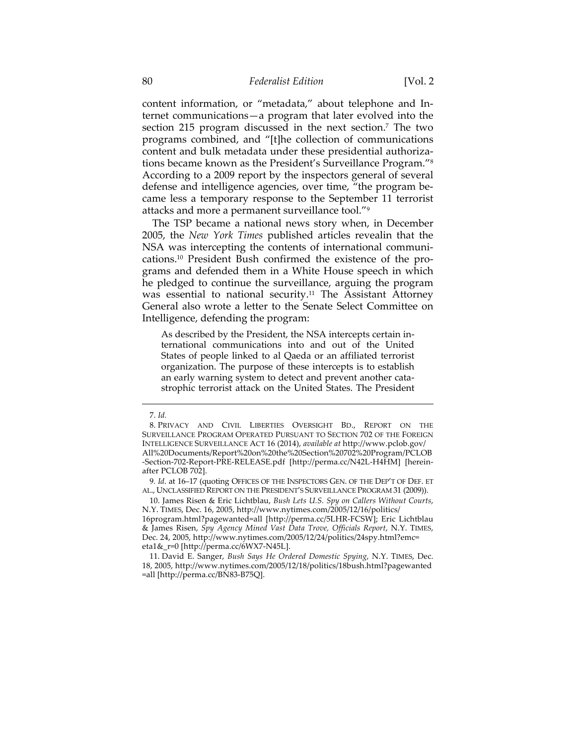content information, or "metadata," about telephone and Internet communications—a program that later evolved into the section 215 program discussed in the next section.[7] The two programs combined, and "[t]he collection of communications content and bulk metadata under these presidential authorizations became known as the President's Surveillance Program."[8] According to a 2009 report by the inspectors general of several defense and intelligence agencies, over time, "the program became less a temporary response to the September 11 terrorist attacks and more a permanent surveillance tool."[9]

The TSP became a national news story when, in December 2005, the *New York Times* published articles revealin that the NSA was intercepting the contents of international communications.[10] President Bush confirmed the existence of the programs and defended them in a White House speech in which he pledged to continue the surveillance, arguing the program was essential to national security.[11] The Assistant Attorney General also wrote a letter to the Senate Select Committee on Intelligence, defending the program:

> As described by the President, the NSA intercepts certain international communications into and out of the United States of people linked to al Qaeda or an affiliated terrorist organization. The purpose of these intercepts is to establish an early warning system to detect and prevent another catastrophic terrorist attack on the United States. The President

---

7. *Id.*

8. PRIVACY AND CIVIL LIBERTIES OVERSIGHT BD., REPORT ON THE SURVEILLANCE PROGRAM OPERATED PURSUANT TO SECTION 702 OF THE FOREIGN INTELLIGENCE SURVEILLANCE ACT 16 (2014), *available at* http://www.pclob.gov/All%20Documents/Report%20on%20the%20Section%20702%20Program/PCLOB-Section-702-Report-PRE-RELEASE.pdf [http://perma.cc/N42L-H4HM] [hereinafter PCLOB 702].

9. *Id.* at 16–17 (quoting OFFICES OF THE INSPECTORS GEN. OF THE DEP'T OF DEF. ET AL., UNCLASSIFIED REPORT ON THE PRESIDENT'S SURVEILLANCE PROGRAM 31 (2009)).

10. James Risen & Eric Lichtblau, *Bush Lets U.S. Spy on Callers Without Courts*, N.Y. TIMES, Dec. 16, 2005, http://www.nytimes.com/2005/12/16/politics/16program.html?pagewanted=all [http://perma.cc/5LHR-FCSW]; Eric Lichtblau & James Risen, *Spy Agency Mined Vast Data Trove, Officials Report*, N.Y. TIMES, Dec. 24, 2005, http://www.nytimes.com/2005/12/24/politics/24spy.html?emc=eta1&_r=0 [http://perma.cc/6WX7-N45L].

11. David E. Sanger, *Bush Says He Ordered Domestic Spying*, N.Y. TIMES, Dec. 18, 2005, http://www.nytimes.com/2005/12/18/politics/18bush.html?pagewanted=all [http://perma.cc/BN83-B75Q].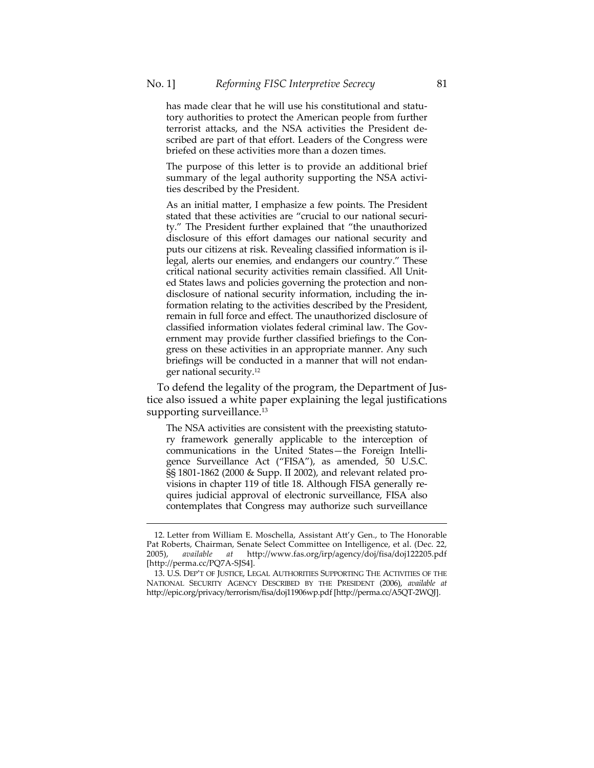> has made clear that he will use his constitutional and statutory authorities to protect the American people from further terrorist attacks, and the NSA activities the President described are part of that effort. Leaders of the Congress were briefed on these activities more than a dozen times.
>
> The purpose of this letter is to provide an additional brief summary of the legal authority supporting the NSA activities described by the President.
>
> As an initial matter, I emphasize a few points. The President stated that these activities are "crucial to our national security." The President further explained that "the unauthorized disclosure of this effort damages our national security and puts our citizens at risk. Revealing classified information is illegal, alerts our enemies, and endangers our country." These critical national security activities remain classified. All United States laws and policies governing the protection and nondisclosure of national security information, including the information relating to the activities described by the President, remain in full force and effect. The unauthorized disclosure of classified information violates federal criminal law. The Government may provide further classified briefings to the Congress on these activities in an appropriate manner. Any such briefings will be conducted in a manner that will not endanger national security.[12]

To defend the legality of the program, the Department of Justice also issued a white paper explaining the legal justifications supporting surveillance.[13]

> The NSA activities are consistent with the preexisting statutory framework generally applicable to the interception of communications in the United States—the Foreign Intelligence Surveillance Act ("FISA"), as amended, 50 U.S.C. §§ 1801-1862 (2000 & Supp. II 2002), and relevant related provisions in chapter 119 of title 18. Although FISA generally requires judicial approval of electronic surveillance, FISA also contemplates that Congress may authorize such surveillance

---

12. Letter from William E. Moschella, Assistant Att'y Gen., to The Honorable Pat Roberts, Chairman, Senate Select Committee on Intelligence, et al. (Dec. 22, 2005), *available at* http://www.fas.org/irp/agency/doj/fisa/doj122205.pdf [http://perma.cc/PQ7A-SJS4].

13. U.S. DEP'T OF JUSTICE, LEGAL AUTHORITIES SUPPORTING THE ACTIVITIES OF THE NATIONAL SECURITY AGENCY DESCRIBED BY THE PRESIDENT (2006), *available at* http://epic.org/privacy/terrorism/fisa/doj11906wp.pdf [http://perma.cc/A5QT-2WQJ].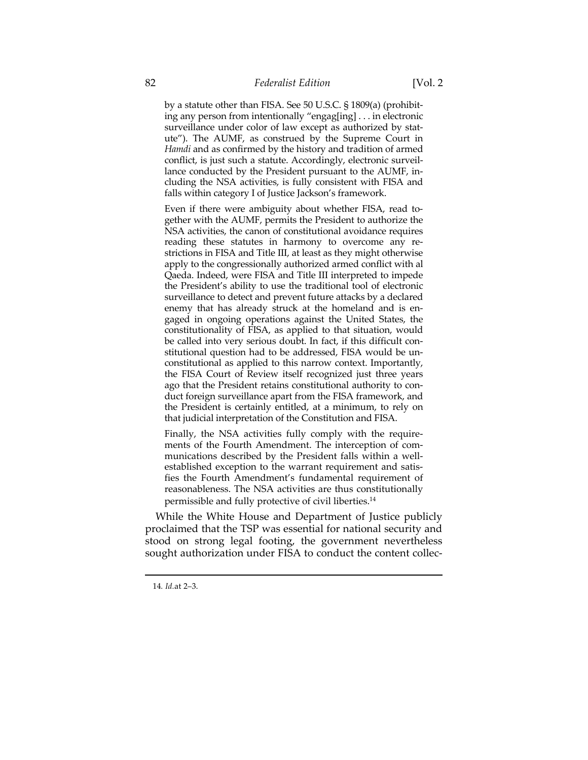> by a statute other than FISA. See 50 U.S.C. § 1809(a) (prohibiting any person from intentionally "engag[ing] . . . in electronic surveillance under color of law except as authorized by statute"). The AUMF, as construed by the Supreme Court in *Hamdi* and as confirmed by the history and tradition of armed conflict, is just such a statute. Accordingly, electronic surveillance conducted by the President pursuant to the AUMF, including the NSA activities, is fully consistent with FISA and falls within category I of Justice Jackson's framework.
>
> Even if there were ambiguity about whether FISA, read together with the AUMF, permits the President to authorize the NSA activities, the canon of constitutional avoidance requires reading these statutes in harmony to overcome any restrictions in FISA and Title III, at least as they might otherwise apply to the congressionally authorized armed conflict with al Qaeda. Indeed, were FISA and Title III interpreted to impede the President's ability to use the traditional tool of electronic surveillance to detect and prevent future attacks by a declared enemy that has already struck at the homeland and is engaged in ongoing operations against the United States, the constitutionality of FISA, as applied to that situation, would be called into very serious doubt. In fact, if this difficult constitutional question had to be addressed, FISA would be unconstitutional as applied to this narrow context. Importantly, the FISA Court of Review itself recognized just three years ago that the President retains constitutional authority to conduct foreign surveillance apart from the FISA framework, and the President is certainly entitled, at a minimum, to rely on that judicial interpretation of the Constitution and FISA.
>
> Finally, the NSA activities fully comply with the requirements of the Fourth Amendment. The interception of communications described by the President falls within a well-established exception to the warrant requirement and satisfies the Fourth Amendment's fundamental requirement of reasonableness. The NSA activities are thus constitutionally permissible and fully protective of civil liberties.[14]

While the White House and Department of Justice publicly proclaimed that the TSP was essential for national security and stood on strong legal footing, the government nevertheless sought authorization under FISA to conduct the content collec-

---

14. *Id.* at 2–3.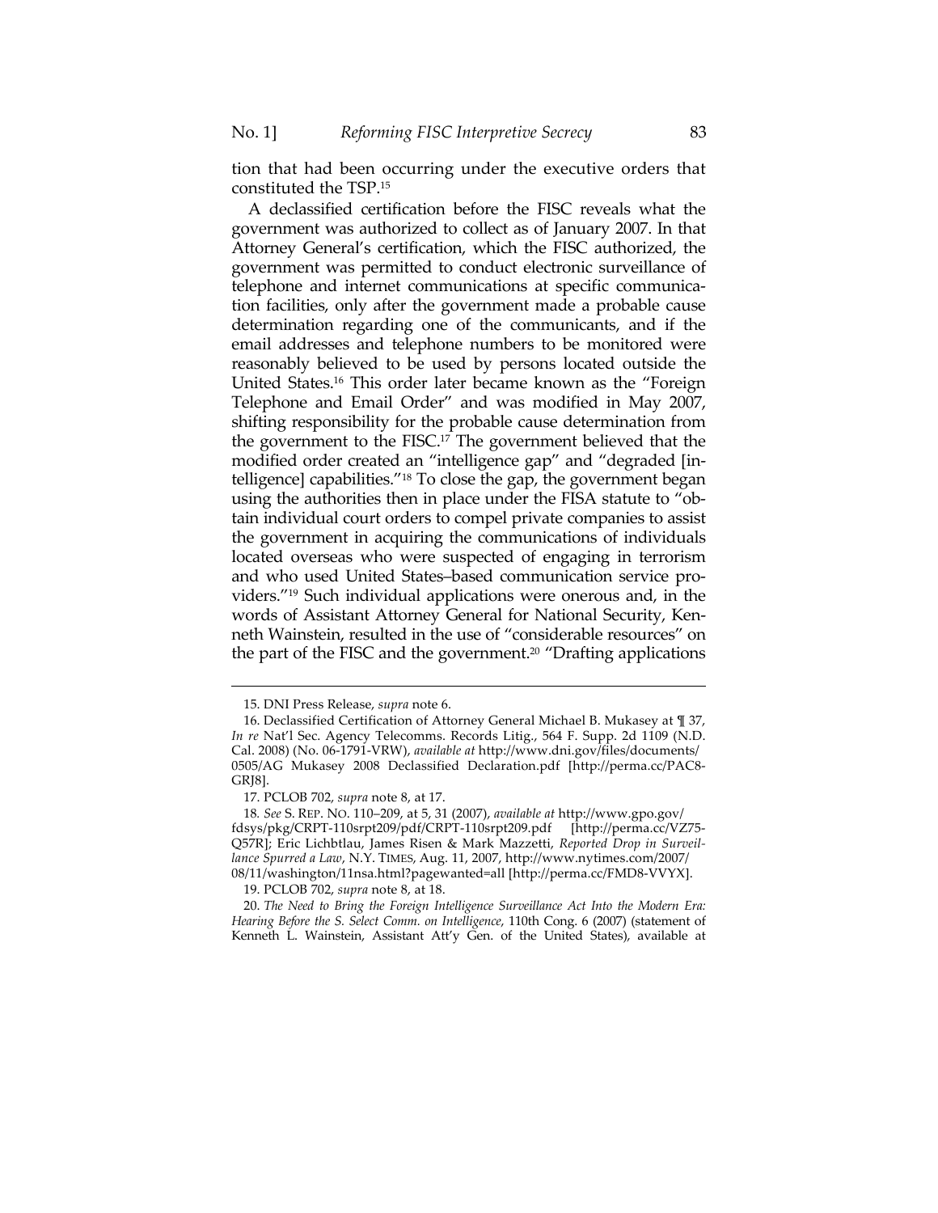tion that had been occurring under the executive orders that constituted the TSP.[15]

A declassified certification before the FISC reveals what the government was authorized to collect as of January 2007. In that Attorney General's certification, which the FISC authorized, the government was permitted to conduct electronic surveillance of telephone and internet communications at specific communication facilities, only after the government made a probable cause determination regarding one of the communicants, and if the email addresses and telephone numbers to be monitored were reasonably believed to be used by persons located outside the United States.[16] This order later became known as the "Foreign Telephone and Email Order" and was modified in May 2007, shifting responsibility for the probable cause determination from the government to the FISC.[17] The government believed that the modified order created an "intelligence gap" and "degraded [intelligence] capabilities."[18] To close the gap, the government began using the authorities then in place under the FISA statute to "obtain individual court orders to compel private companies to assist the government in acquiring the communications of individuals located overseas who were suspected of engaging in terrorism and who used United States–based communication service providers."[19] Such individual applications were onerous and, in the words of Assistant Attorney General for National Security, Kenneth Wainstein, resulted in the use of "considerable resources" on the part of the FISC and the government.[20] "Drafting applications

---

15. DNI Press Release, *supra* note 6.

16. Declassified Certification of Attorney General Michael B. Mukasey at ¶ 37, *In re* Nat'l Sec. Agency Telecomms. Records Litig., 564 F. Supp. 2d 1109 (N.D. Cal. 2008) (No. 06-1791-VRW), *available at* http://www.dni.gov/files/documents/0505/AG Mukasey 2008 Declassified Declaration.pdf [http://perma.cc/PAC8-GRJ8].

17. PCLOB 702, *supra* note 8, at 17.

18. *See* S. REP. NO. 110–209, at 5, 31 (2007), *available at* http://www.gpo.gov/fdsys/pkg/CRPT-110srpt209/pdf/CRPT-110srpt209.pdf [http://perma.cc/VZ75-Q57R]; Eric Lichbtlau, James Risen & Mark Mazzetti, *Reported Drop in Surveillance Spurred a Law*, N.Y. TIMES, Aug. 11, 2007, http://www.nytimes.com/2007/08/11/washington/11nsa.html?pagewanted=all [http://perma.cc/FMD8-VVYX].

19. PCLOB 702, *supra* note 8, at 18.

20. *The Need to Bring the Foreign Intelligence Surveillance Act Into the Modern Era: Hearing Before the S. Select Comm. on Intelligence*, 110th Cong. 6 (2007) (statement of Kenneth L. Wainstein, Assistant Att'y Gen. of the United States), available at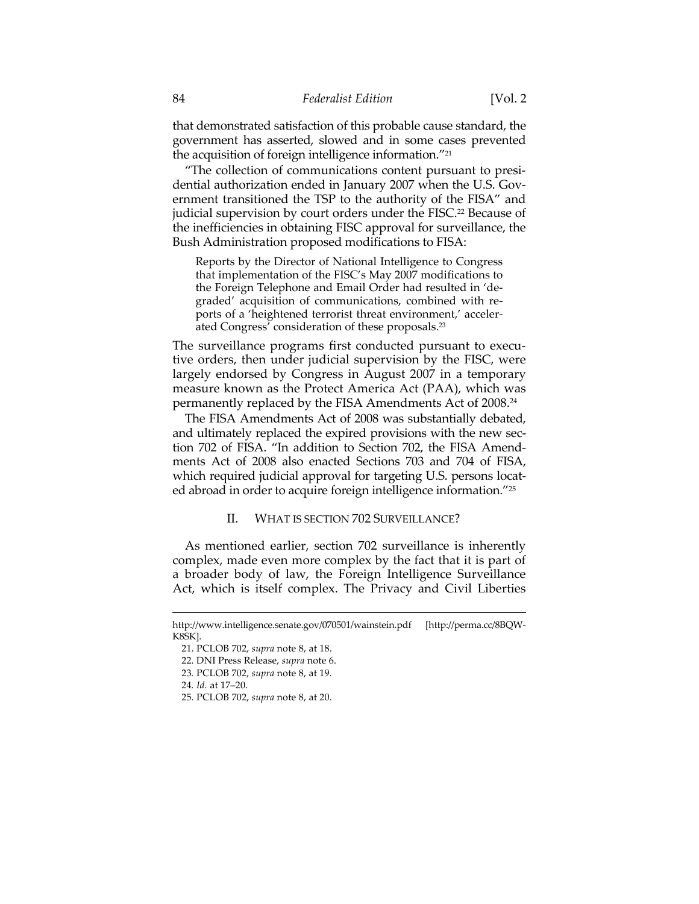that demonstrated satisfaction of this probable cause standard, the government has asserted, slowed and in some cases prevented the acquisition of foreign intelligence information."[21]

"The collection of communications content pursuant to presidential authorization ended in January 2007 when the U.S. Government transitioned the TSP to the authority of the FISA" and judicial supervision by court orders under the FISC.[22] Because of the inefficiencies in obtaining FISC approval for surveillance, the Bush Administration proposed modifications to FISA:

> Reports by the Director of National Intelligence to Congress that implementation of the FISC's May 2007 modifications to the Foreign Telephone and Email Order had resulted in 'degraded' acquisition of communications, combined with reports of a 'heightened terrorist threat environment,' accelerated Congress' consideration of these proposals.[23]

The surveillance programs first conducted pursuant to executive orders, then under judicial supervision by the FISC, were largely endorsed by Congress in August 2007 in a temporary measure known as the Protect America Act (PAA), which was permanently replaced by the FISA Amendments Act of 2008.[24]

The FISA Amendments Act of 2008 was substantially debated, and ultimately replaced the expired provisions with the new section 702 of FISA. "In addition to Section 702, the FISA Amendments Act of 2008 also enacted Sections 703 and 704 of FISA, which required judicial approval for targeting U.S. persons located abroad in order to acquire foreign intelligence information."[25]

## II. WHAT IS SECTION 702 SURVEILLANCE?

As mentioned earlier, section 702 surveillance is inherently complex, made even more complex by the fact that it is part of a broader body of law, the Foreign Intelligence Surveillance Act, which is itself complex. The Privacy and Civil Liberties

---

http://www.intelligence.senate.gov/070501/wainstein.pdf [http://perma.cc/8BQW-K8SK].

21. PCLOB 702, *supra* note 8, at 18.

22. DNI Press Release, *supra* note 6.

23. PCLOB 702, *supra* note 8, at 19.

24. *Id.* at 17–20.

25. PCLOB 702, *supra* note 8, at 20.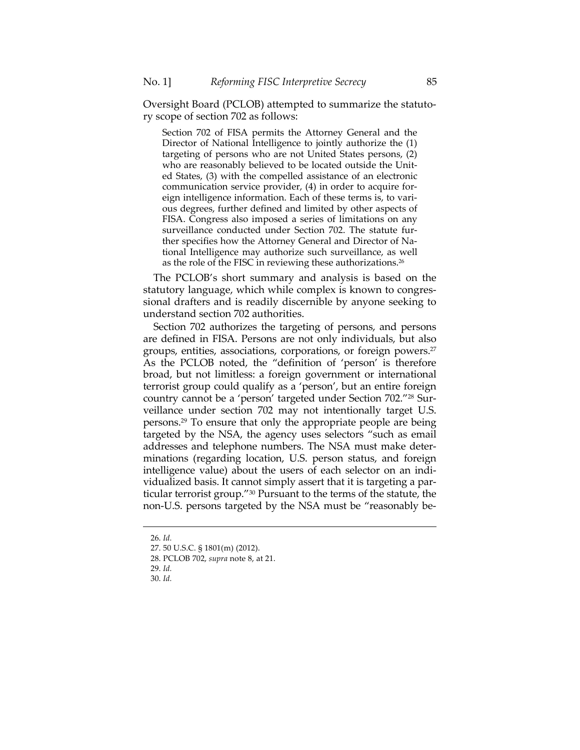Oversight Board (PCLOB) attempted to summarize the statutory scope of section 702 as follows:

> Section 702 of FISA permits the Attorney General and the Director of National Intelligence to jointly authorize the (1) targeting of persons who are not United States persons, (2) who are reasonably believed to be located outside the United States, (3) with the compelled assistance of an electronic communication service provider, (4) in order to acquire foreign intelligence information. Each of these terms is, to various degrees, further defined and limited by other aspects of FISA. Congress also imposed a series of limitations on any surveillance conducted under Section 702. The statute further specifies how the Attorney General and Director of National Intelligence may authorize such surveillance, as well as the role of the FISC in reviewing these authorizations.[26]

The PCLOB's short summary and analysis is based on the statutory language, which while complex is known to congressional drafters and is readily discernible by anyone seeking to understand section 702 authorities.

Section 702 authorizes the targeting of persons, and persons are defined in FISA. Persons are not only individuals, but also groups, entities, associations, corporations, or foreign powers.[27] As the PCLOB noted, the "definition of 'person' is therefore broad, but not limitless: a foreign government or international terrorist group could qualify as a 'person', but an entire foreign country cannot be a 'person' targeted under Section 702."[28] Surveillance under section 702 may not intentionally target U.S. persons.[29] To ensure that only the appropriate people are being targeted by the NSA, the agency uses selectors "such as email addresses and telephone numbers. The NSA must make determinations (regarding location, U.S. person status, and foreign intelligence value) about the users of each selector on an individualized basis. It cannot simply assert that it is targeting a particular terrorist group."[30] Pursuant to the terms of the statute, the non-U.S. persons targeted by the NSA must be "reasonably be-

26. *Id.*
27. 50 U.S.C. § 1801(m) (2012).
28. PCLOB 702, *supra* note 8, at 21.
29. *Id.*
30. *Id.*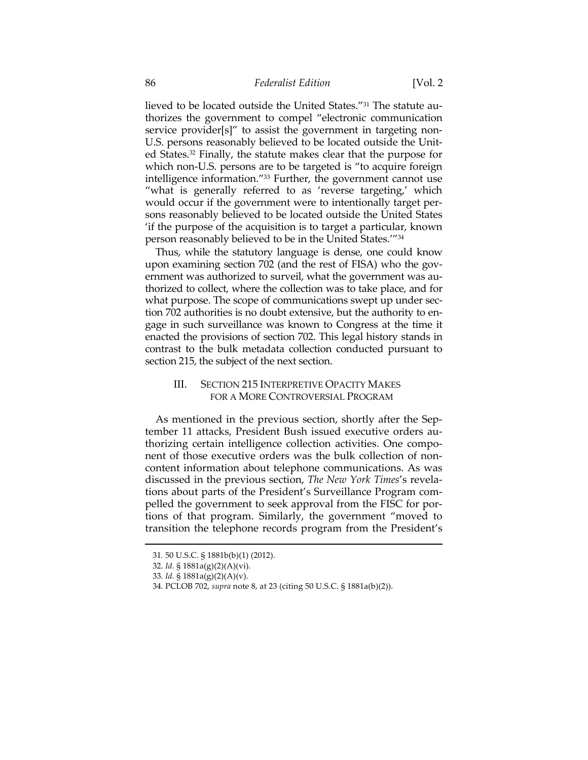lieved to be located outside the United States."[31] The statute authorizes the government to compel "electronic communication service provider[s]" to assist the government in targeting non-U.S. persons reasonably believed to be located outside the United States.[32] Finally, the statute makes clear that the purpose for which non-U.S. persons are to be targeted is "to acquire foreign intelligence information."[33] Further, the government cannot use "what is generally referred to as 'reverse targeting,' which would occur if the government were to intentionally target persons reasonably believed to be located outside the United States 'if the purpose of the acquisition is to target a particular, known person reasonably believed to be in the United States.'"[34]

Thus, while the statutory language is dense, one could know upon examining section 702 (and the rest of FISA) who the government was authorized to surveil, what the government was authorized to collect, where the collection was to take place, and for what purpose. The scope of communications swept up under section 702 authorities is no doubt extensive, but the authority to engage in such surveillance was known to Congress at the time it enacted the provisions of section 702. This legal history stands in contrast to the bulk metadata collection conducted pursuant to section 215, the subject of the next section.

## III. SECTION 215 INTERPRETIVE OPACITY MAKES FOR A MORE CONTROVERSIAL PROGRAM

As mentioned in the previous section, shortly after the September 11 attacks, President Bush issued executive orders authorizing certain intelligence collection activities. One component of those executive orders was the bulk collection of non-content information about telephone communications. As was discussed in the previous section, *The New York Times*'s revelations about parts of the President's Surveillance Program compelled the government to seek approval from the FISC for portions of that program. Similarly, the government "moved to transition the telephone records program from the President's

---

31. 50 U.S.C. § 1881b(b)(1) (2012).

32. *Id.* § 1881a(g)(2)(A)(vi).

33. *Id.* § 1881a(g)(2)(A)(v).

34. PCLOB 702, *supra* note 8, at 23 (citing 50 U.S.C. § 1881a(b)(2)).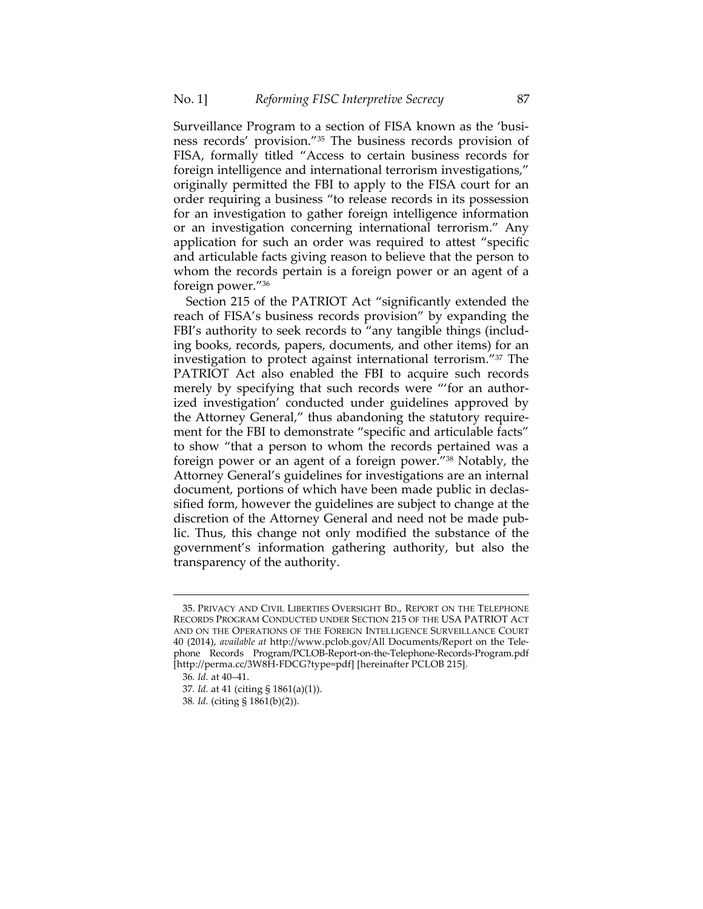Surveillance Program to a section of FISA known as the 'business records' provision."[35] The business records provision of FISA, formally titled "Access to certain business records for foreign intelligence and international terrorism investigations," originally permitted the FBI to apply to the FISA court for an order requiring a business "to release records in its possession for an investigation to gather foreign intelligence information or an investigation concerning international terrorism." Any application for such an order was required to attest "specific and articulable facts giving reason to believe that the person to whom the records pertain is a foreign power or an agent of a foreign power."[36]

Section 215 of the PATRIOT Act "significantly extended the reach of FISA's business records provision" by expanding the FBI's authority to seek records to "any tangible things (including books, records, papers, documents, and other items) for an investigation to protect against international terrorism."[37] The PATRIOT Act also enabled the FBI to acquire such records merely by specifying that such records were "'for an authorized investigation' conducted under guidelines approved by the Attorney General," thus abandoning the statutory requirement for the FBI to demonstrate "specific and articulable facts" to show "that a person to whom the records pertained was a foreign power or an agent of a foreign power."[38] Notably, the Attorney General's guidelines for investigations are an internal document, portions of which have been made public in declassified form, however the guidelines are subject to change at the discretion of the Attorney General and need not be made public. Thus, this change not only modified the substance of the government's information gathering authority, but also the transparency of the authority.

---

35. PRIVACY AND CIVIL LIBERTIES OVERSIGHT BD., REPORT ON THE TELEPHONE RECORDS PROGRAM CONDUCTED UNDER SECTION 215 OF THE USA PATRIOT ACT AND ON THE OPERATIONS OF THE FOREIGN INTELLIGENCE SURVEILLANCE COURT 40 (2014), *available at* http://www.pclob.gov/All Documents/Report on the Telephone Records Program/PCLOB-Report-on-the-Telephone-Records-Program.pdf [http://perma.cc/3W8H-FDCG?type=pdf] [hereinafter PCLOB 215].

36. *Id.* at 40–41.

37. *Id.* at 41 (citing § 1861(a)(1)).

38. *Id.* (citing § 1861(b)(2)).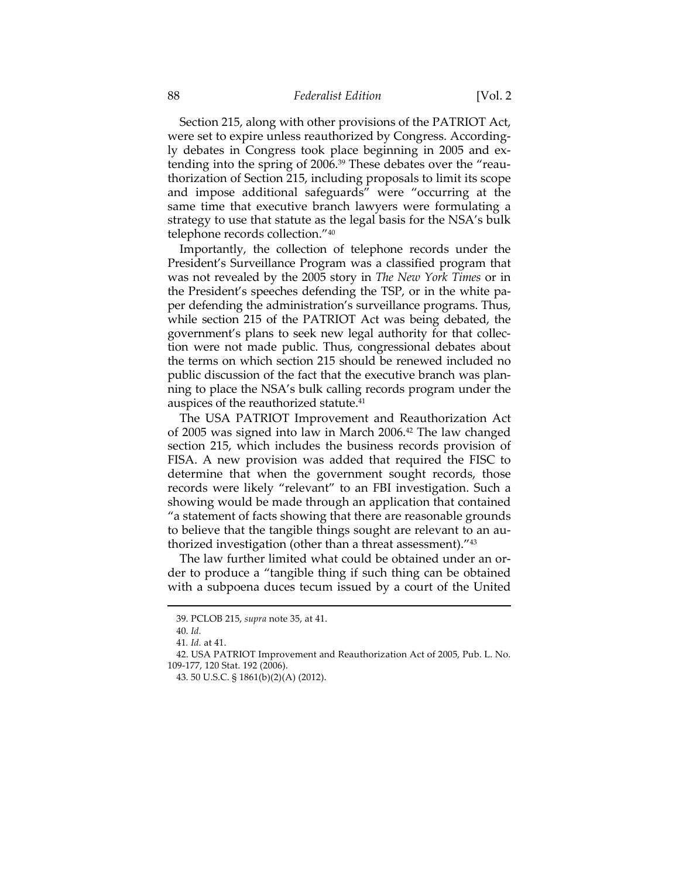Section 215, along with other provisions of the PATRIOT Act, were set to expire unless reauthorized by Congress. Accordingly debates in Congress took place beginning in 2005 and extending into the spring of 2006.[39] These debates over the "reauthorization of Section 215, including proposals to limit its scope and impose additional safeguards" were "occurring at the same time that executive branch lawyers were formulating a strategy to use that statute as the legal basis for the NSA's bulk telephone records collection."[40]

Importantly, the collection of telephone records under the President's Surveillance Program was a classified program that was not revealed by the 2005 story in *The New York Times* or in the President's speeches defending the TSP, or in the white paper defending the administration's surveillance programs. Thus, while section 215 of the PATRIOT Act was being debated, the government's plans to seek new legal authority for that collection were not made public. Thus, congressional debates about the terms on which section 215 should be renewed included no public discussion of the fact that the executive branch was planning to place the NSA's bulk calling records program under the auspices of the reauthorized statute.[41]

The USA PATRIOT Improvement and Reauthorization Act of 2005 was signed into law in March 2006.[42] The law changed section 215, which includes the business records provision of FISA. A new provision was added that required the FISC to determine that when the government sought records, those records were likely "relevant" to an FBI investigation. Such a showing would be made through an application that contained "a statement of facts showing that there are reasonable grounds to believe that the tangible things sought are relevant to an authorized investigation (other than a threat assessment)."[43]

The law further limited what could be obtained under an order to produce a "tangible thing if such thing can be obtained with a subpoena duces tecum issued by a court of the United

---

39. PCLOB 215, *supra* note 35, at 41.

40. *Id.*

41. *Id.* at 41.

42. USA PATRIOT Improvement and Reauthorization Act of 2005, Pub. L. No. 109-177, 120 Stat. 192 (2006).

43. 50 U.S.C. § 1861(b)(2)(A) (2012).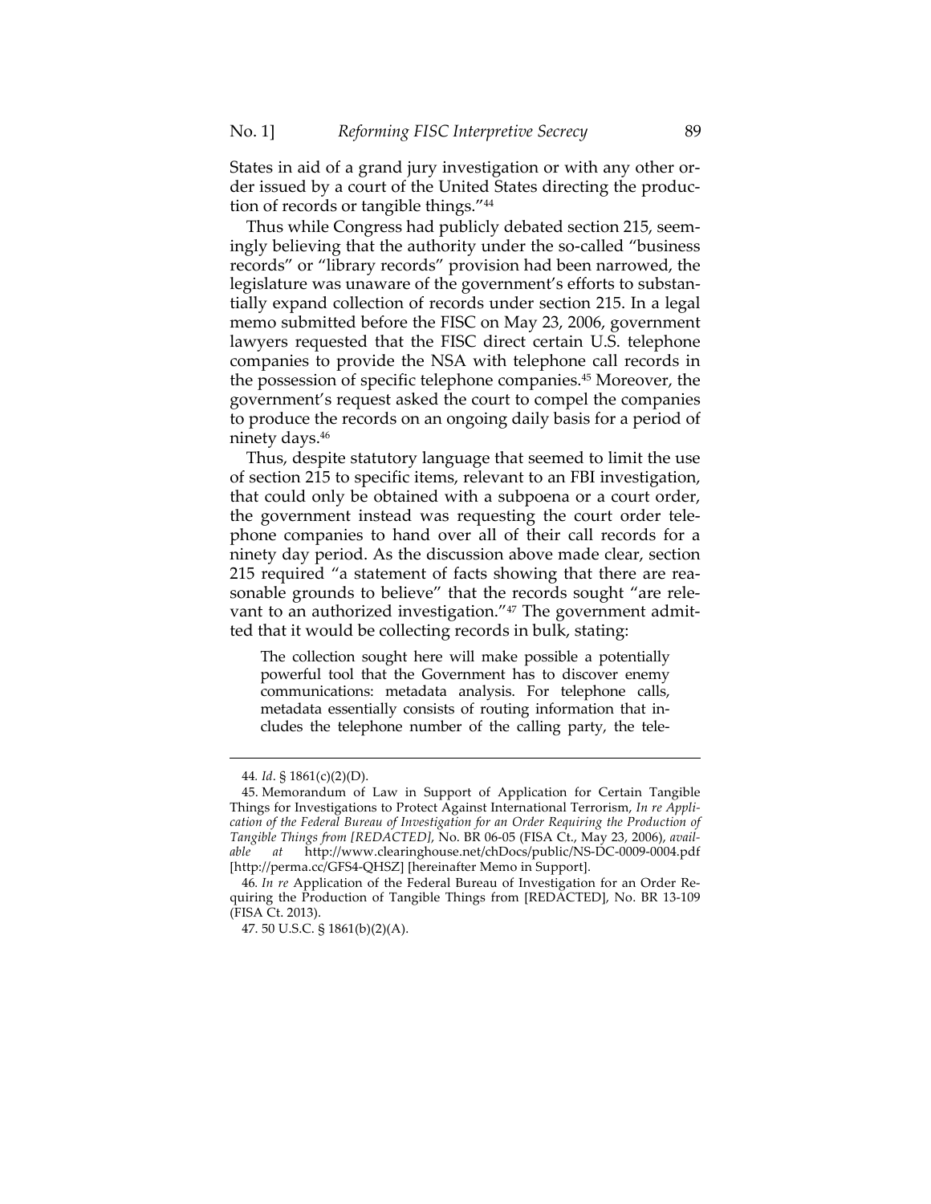States in aid of a grand jury investigation or with any other order issued by a court of the United States directing the production of records or tangible things."[44]

Thus while Congress had publicly debated section 215, seemingly believing that the authority under the so-called "business records" or "library records" provision had been narrowed, the legislature was unaware of the government's efforts to substantially expand collection of records under section 215. In a legal memo submitted before the FISC on May 23, 2006, government lawyers requested that the FISC direct certain U.S. telephone companies to provide the NSA with telephone call records in the possession of specific telephone companies.[45] Moreover, the government's request asked the court to compel the companies to produce the records on an ongoing daily basis for a period of ninety days.[46]

Thus, despite statutory language that seemed to limit the use of section 215 to specific items, relevant to an FBI investigation, that could only be obtained with a subpoena or a court order, the government instead was requesting the court order telephone companies to hand over all of their call records for a ninety day period. As the discussion above made clear, section 215 required "a statement of facts showing that there are reasonable grounds to believe" that the records sought "are relevant to an authorized investigation."[47] The government admitted that it would be collecting records in bulk, stating:

> The collection sought here will make possible a potentially powerful tool that the Government has to discover enemy communications: metadata analysis. For telephone calls, metadata essentially consists of routing information that includes the telephone number of the calling party, the tele-

---

44. *Id*. § 1861(c)(2)(D).

45. Memorandum of Law in Support of Application for Certain Tangible Things for Investigations to Protect Against International Terrorism, *In re Application of the Federal Bureau of Investigation for an Order Requiring the Production of Tangible Things from [REDACTED]*, No. BR 06-05 (FISA Ct., May 23, 2006), *available at* http://www.clearinghouse.net/chDocs/public/NS-DC-0009-0004.pdf [http://perma.cc/GFS4-QHSZ] [hereinafter Memo in Support].

46. *In re* Application of the Federal Bureau of Investigation for an Order Requiring the Production of Tangible Things from [REDACTED], No. BR 13-109 (FISA Ct. 2013).

47. 50 U.S.C. § 1861(b)(2)(A).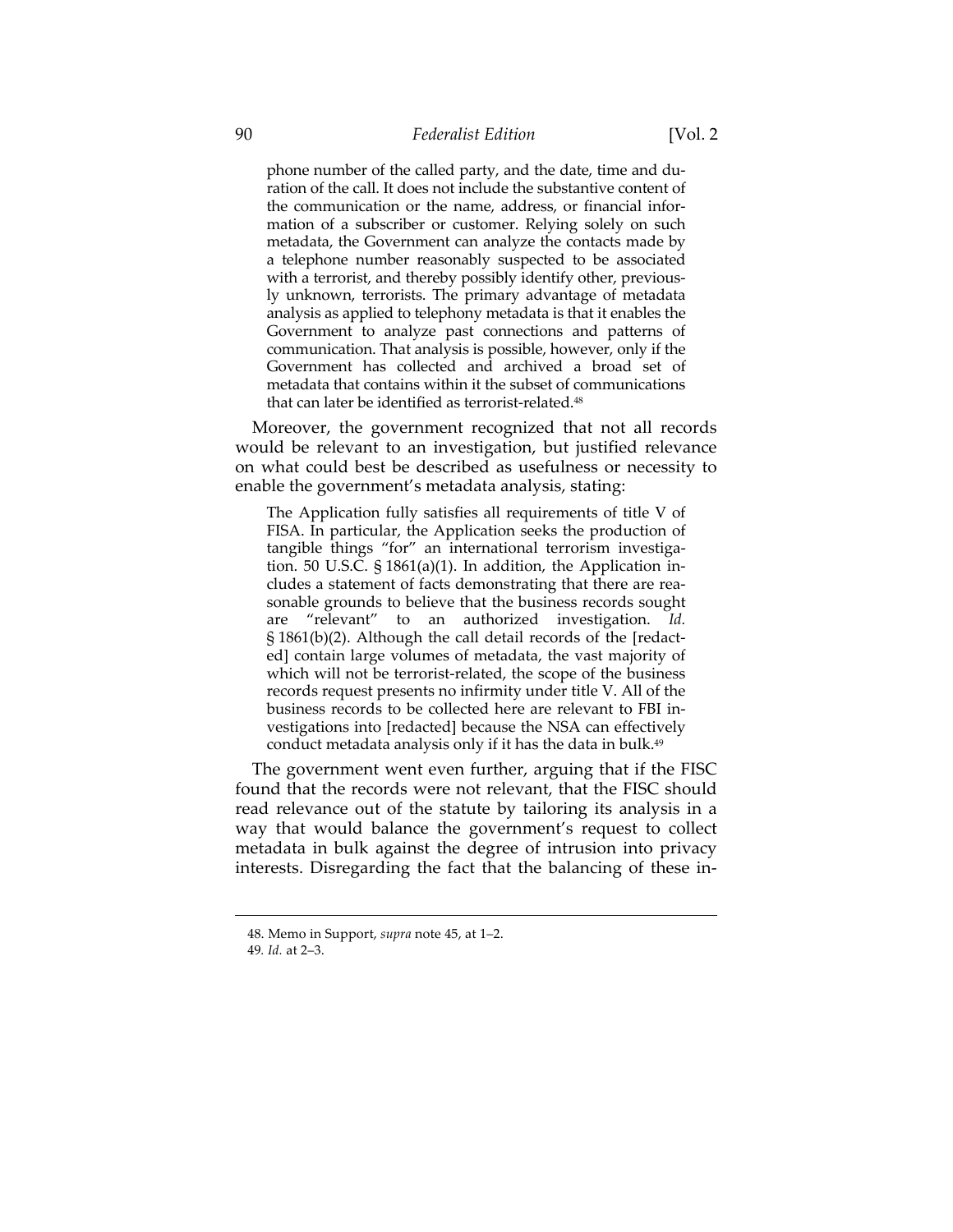> phone number of the called party, and the date, time and duration of the call. It does not include the substantive content of the communication or the name, address, or financial information of a subscriber or customer. Relying solely on such metadata, the Government can analyze the contacts made by a telephone number reasonably suspected to be associated with a terrorist, and thereby possibly identify other, previously unknown, terrorists. The primary advantage of metadata analysis as applied to telephony metadata is that it enables the Government to analyze past connections and patterns of communication. That analysis is possible, however, only if the Government has collected and archived a broad set of metadata that contains within it the subset of communications that can later be identified as terrorist-related.[48]

Moreover, the government recognized that not all records would be relevant to an investigation, but justified relevance on what could best be described as usefulness or necessity to enable the government's metadata analysis, stating:

> The Application fully satisfies all requirements of title V of FISA. In particular, the Application seeks the production of tangible things "for" an international terrorism investigation. 50 U.S.C. § 1861(a)(1). In addition, the Application includes a statement of facts demonstrating that there are reasonable grounds to believe that the business records sought are "relevant" to an authorized investigation. *Id.* § 1861(b)(2). Although the call detail records of the [redacted] contain large volumes of metadata, the vast majority of which will not be terrorist-related, the scope of the business records request presents no infirmity under title V. All of the business records to be collected here are relevant to FBI investigations into [redacted] because the NSA can effectively conduct metadata analysis only if it has the data in bulk.[49]

The government went even further, arguing that if the FISC found that the records were not relevant, that the FISC should read relevance out of the statute by tailoring its analysis in a way that would balance the government's request to collect metadata in bulk against the degree of intrusion into privacy interests. Disregarding the fact that the balancing of these in-

---

48. Memo in Support, *supra* note 45, at 1–2.

49. *Id.* at 2–3.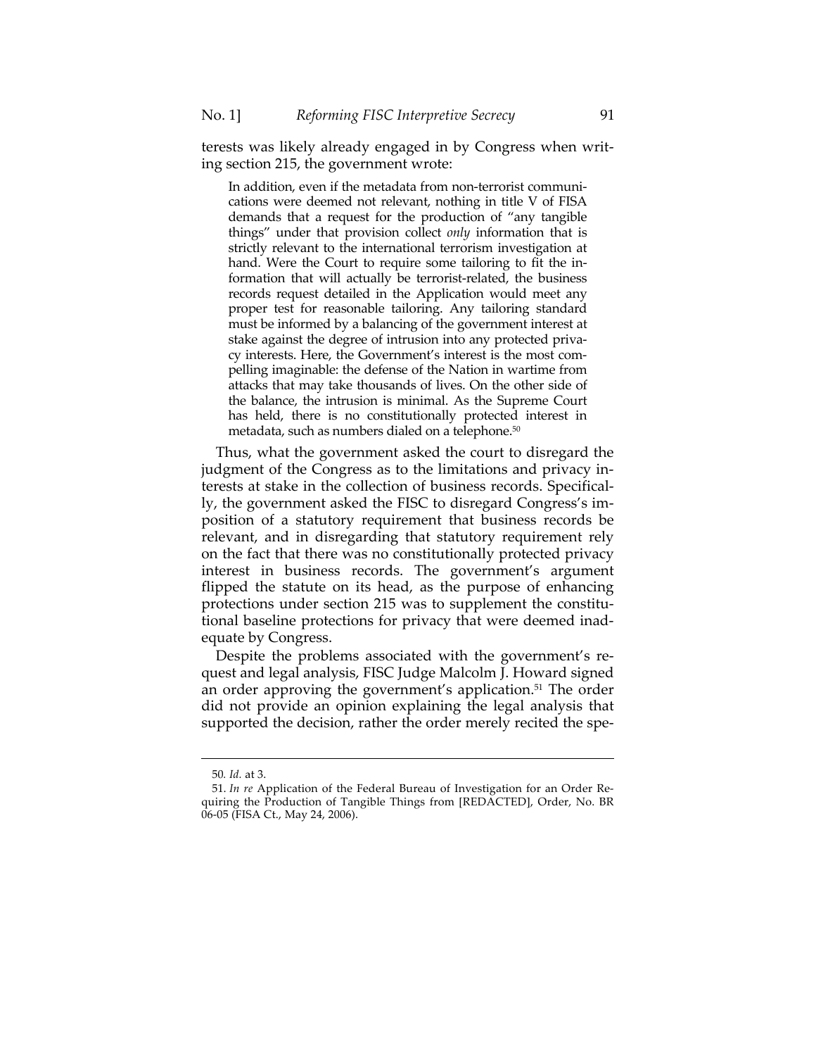terests was likely already engaged in by Congress when writing section 215, the government wrote:

> In addition, even if the metadata from non-terrorist communications were deemed not relevant, nothing in title V of FISA demands that a request for the production of "any tangible things" under that provision collect *only* information that is strictly relevant to the international terrorism investigation at hand. Were the Court to require some tailoring to fit the information that will actually be terrorist-related, the business records request detailed in the Application would meet any proper test for reasonable tailoring. Any tailoring standard must be informed by a balancing of the government interest at stake against the degree of intrusion into any protected privacy interests. Here, the Government's interest is the most compelling imaginable: the defense of the Nation in wartime from attacks that may take thousands of lives. On the other side of the balance, the intrusion is minimal. As the Supreme Court has held, there is no constitutionally protected interest in metadata, such as numbers dialed on a telephone.[50]

Thus, what the government asked the court to disregard the judgment of the Congress as to the limitations and privacy interests at stake in the collection of business records. Specifically, the government asked the FISC to disregard Congress's imposition of a statutory requirement that business records be relevant, and in disregarding that statutory requirement rely on the fact that there was no constitutionally protected privacy interest in business records. The government's argument flipped the statute on its head, as the purpose of enhancing protections under section 215 was to supplement the constitutional baseline protections for privacy that were deemed inadequate by Congress.

Despite the problems associated with the government's request and legal analysis, FISC Judge Malcolm J. Howard signed an order approving the government's application.[51] The order did not provide an opinion explaining the legal analysis that supported the decision, rather the order merely recited the spe-

---

50. *Id.* at 3.

51. *In re* Application of the Federal Bureau of Investigation for an Order Requiring the Production of Tangible Things from [REDACTED], Order, No. BR 06-05 (FISA Ct., May 24, 2006).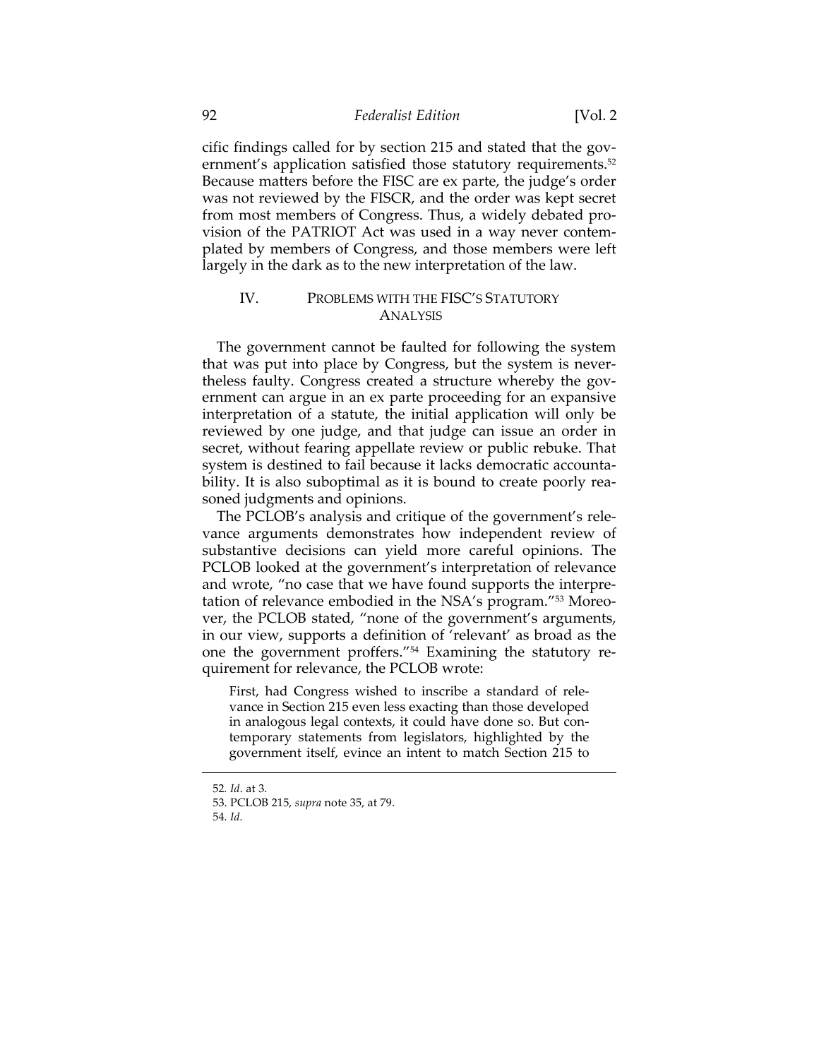cific findings called for by section 215 and stated that the government's application satisfied those statutory requirements.[52] Because matters before the FISC are ex parte, the judge's order was not reviewed by the FISCR, and the order was kept secret from most members of Congress. Thus, a widely debated provision of the PATRIOT Act was used in a way never contemplated by members of Congress, and those members were left largely in the dark as to the new interpretation of the law.

## IV. PROBLEMS WITH THE FISC'S STATUTORY ANALYSIS

The government cannot be faulted for following the system that was put into place by Congress, but the system is nevertheless faulty. Congress created a structure whereby the government can argue in an ex parte proceeding for an expansive interpretation of a statute, the initial application will only be reviewed by one judge, and that judge can issue an order in secret, without fearing appellate review or public rebuke. That system is destined to fail because it lacks democratic accountability. It is also suboptimal as it is bound to create poorly reasoned judgments and opinions.

The PCLOB's analysis and critique of the government's relevance arguments demonstrates how independent review of substantive decisions can yield more careful opinions. The PCLOB looked at the government's interpretation of relevance and wrote, "no case that we have found supports the interpretation of relevance embodied in the NSA's program."[53] Moreover, the PCLOB stated, "none of the government's arguments, in our view, supports a definition of 'relevant' as broad as the one the government proffers."[54] Examining the statutory requirement for relevance, the PCLOB wrote:

> First, had Congress wished to inscribe a standard of relevance in Section 215 even less exacting than those developed in analogous legal contexts, it could have done so. But contemporary statements from legislators, highlighted by the government itself, evince an intent to match Section 215 to

---

52. *Id*. at 3.

53. PCLOB 215, *supra* note 35, at 79.

54. *Id.*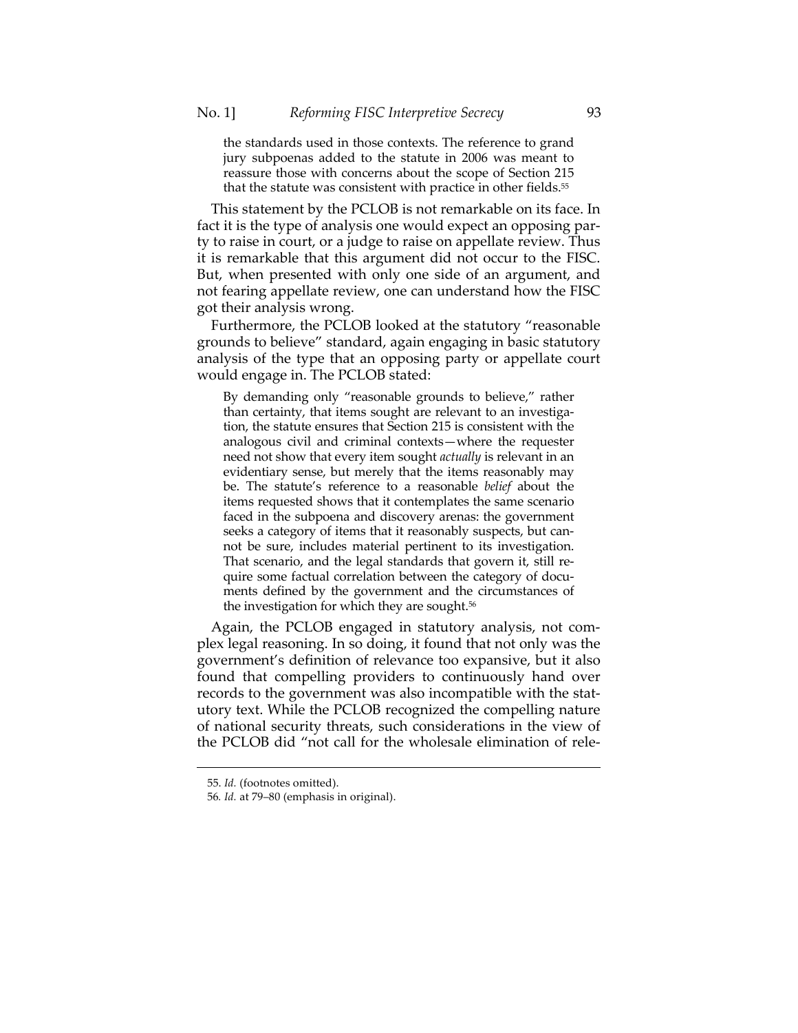> the standards used in those contexts. The reference to grand jury subpoenas added to the statute in 2006 was meant to reassure those with concerns about the scope of Section 215 that the statute was consistent with practice in other fields.[55]

This statement by the PCLOB is not remarkable on its face. In fact it is the type of analysis one would expect an opposing party to raise in court, or a judge to raise on appellate review. Thus it is remarkable that this argument did not occur to the FISC. But, when presented with only one side of an argument, and not fearing appellate review, one can understand how the FISC got their analysis wrong.

Furthermore, the PCLOB looked at the statutory "reasonable grounds to believe" standard, again engaging in basic statutory analysis of the type that an opposing party or appellate court would engage in. The PCLOB stated:

> By demanding only "reasonable grounds to believe," rather than certainty, that items sought are relevant to an investigation, the statute ensures that Section 215 is consistent with the analogous civil and criminal contexts—where the requester need not show that every item sought *actually* is relevant in an evidentiary sense, but merely that the items reasonably may be. The statute's reference to a reasonable *belief* about the items requested shows that it contemplates the same scenario faced in the subpoena and discovery arenas: the government seeks a category of items that it reasonably suspects, but cannot be sure, includes material pertinent to its investigation. That scenario, and the legal standards that govern it, still require some factual correlation between the category of documents defined by the government and the circumstances of the investigation for which they are sought.[56]

Again, the PCLOB engaged in statutory analysis, not complex legal reasoning. In so doing, it found that not only was the government's definition of relevance too expansive, but it also found that compelling providers to continuously hand over records to the government was also incompatible with the statutory text. While the PCLOB recognized the compelling nature of national security threats, such considerations in the view of the PCLOB did "not call for the wholesale elimination of rele-

---

55. *Id.* (footnotes omitted).

56. *Id.* at 79–80 (emphasis in original).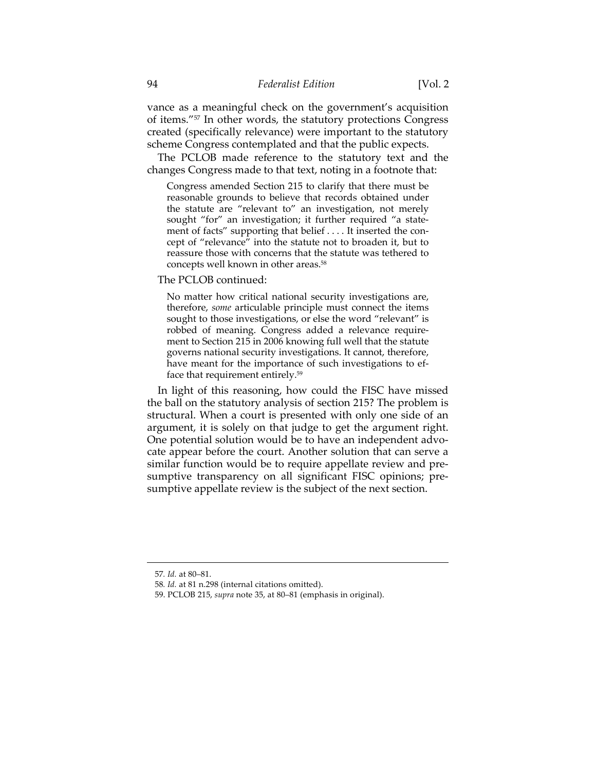vance as a meaningful check on the government's acquisition of items."[57] In other words, the statutory protections Congress created (specifically relevance) were important to the statutory scheme Congress contemplated and that the public expects.

The PCLOB made reference to the statutory text and the changes Congress made to that text, noting in a footnote that:

> Congress amended Section 215 to clarify that there must be reasonable grounds to believe that records obtained under the statute are "relevant to" an investigation, not merely sought "for" an investigation; it further required "a statement of facts" supporting that belief . . . . It inserted the concept of "relevance" into the statute not to broaden it, but to reassure those with concerns that the statute was tethered to concepts well known in other areas.[58]

The PCLOB continued:

> No matter how critical national security investigations are, therefore, *some* articulable principle must connect the items sought to those investigations, or else the word "relevant" is robbed of meaning. Congress added a relevance requirement to Section 215 in 2006 knowing full well that the statute governs national security investigations. It cannot, therefore, have meant for the importance of such investigations to efface that requirement entirely.[59]

In light of this reasoning, how could the FISC have missed the ball on the statutory analysis of section 215? The problem is structural. When a court is presented with only one side of an argument, it is solely on that judge to get the argument right. One potential solution would be to have an independent advocate appear before the court. Another solution that can serve a similar function would be to require appellate review and presumptive transparency on all significant FISC opinions; presumptive appellate review is the subject of the next section.

---

57. *Id.* at 80–81.

58. *Id.* at 81 n.298 (internal citations omitted).

59. PCLOB 215, *supra* note 35, at 80–81 (emphasis in original).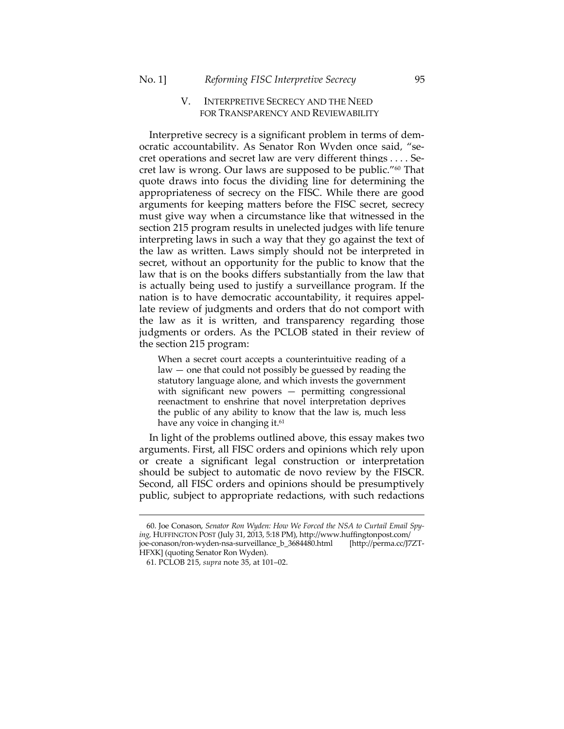## V. INTERPRETIVE SECRECY AND THE NEED FOR TRANSPARENCY AND REVIEWABILITY

Interpretive secrecy is a significant problem in terms of democratic accountability. As Senator Ron Wyden once said, "secret operations and secret law are very different things . . . . Secret law is wrong. Our laws are supposed to be public."[60] That quote draws into focus the dividing line for determining the appropriateness of secrecy on the FISC. While there are good arguments for keeping matters before the FISC secret, secrecy must give way when a circumstance like that witnessed in the section 215 program results in unelected judges with life tenure interpreting laws in such a way that they go against the text of the law as written. Laws simply should not be interpreted in secret, without an opportunity for the public to know that the law that is on the books differs substantially from the law that is actually being used to justify a surveillance program. If the nation is to have democratic accountability, it requires appellate review of judgments and orders that do not comport with the law as it is written, and transparency regarding those judgments or orders. As the PCLOB stated in their review of the section 215 program:

> When a secret court accepts a counterintuitive reading of a law — one that could not possibly be guessed by reading the statutory language alone, and which invests the government with significant new powers — permitting congressional reenactment to enshrine that novel interpretation deprives the public of any ability to know that the law is, much less have any voice in changing it.[61]

In light of the problems outlined above, this essay makes two arguments. First, all FISC orders and opinions which rely upon or create a significant legal construction or interpretation should be subject to automatic de novo review by the FISCR. Second, all FISC orders and opinions should be presumptively public, subject to appropriate redactions, with such redactions

---

60. Joe Conason, *Senator Ron Wyden: How We Forced the NSA to Curtail Email Spying*, HUFFINGTON POST (July 31, 2013, 5:18 PM), http://www.huffingtonpost.com/joe-conason/ron-wyden-nsa-surveillance_b_3684480.html [http://perma.cc/J7ZT-HFXK] (quoting Senator Ron Wyden).

61. PCLOB 215, *supra* note 35, at 101–02.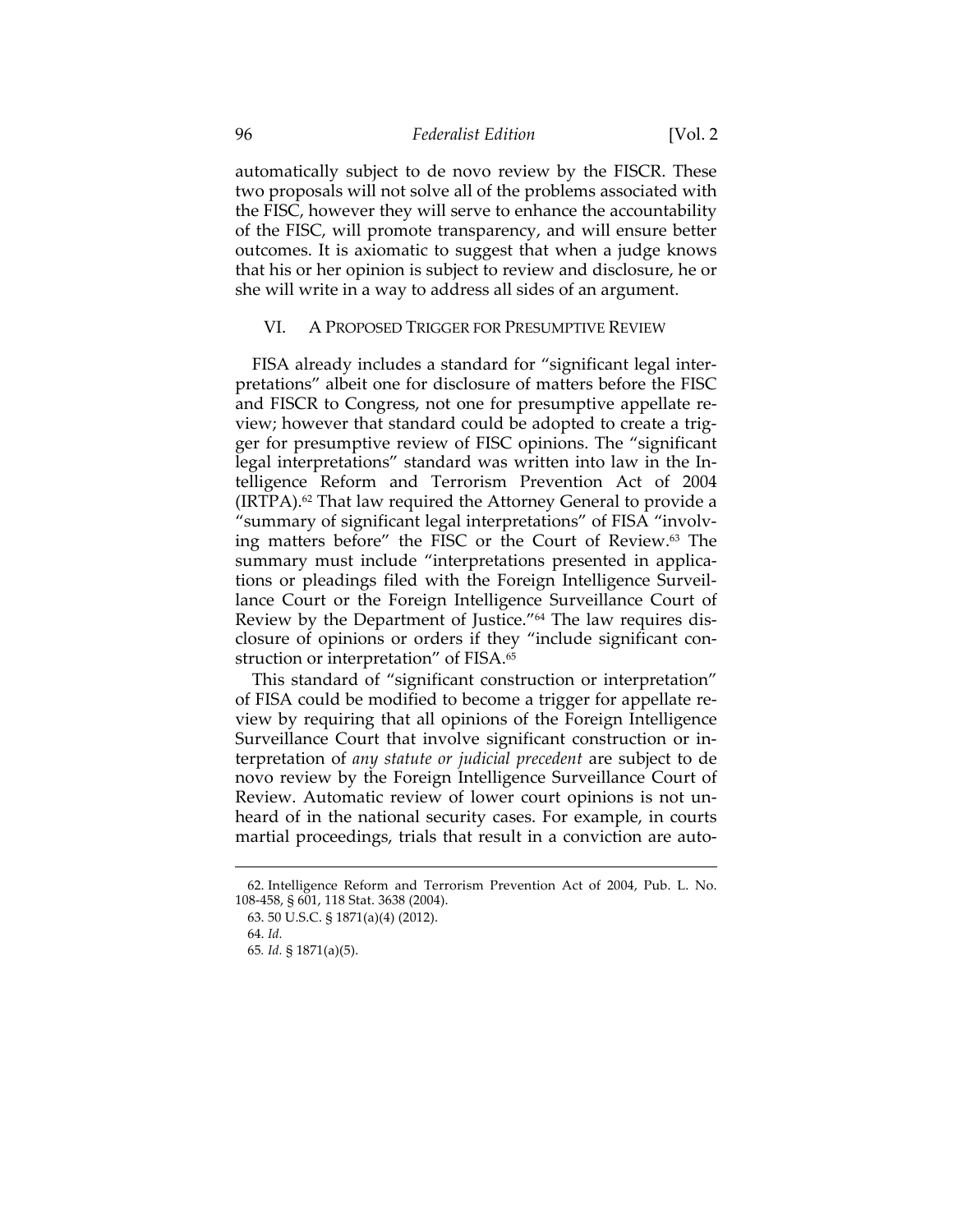automatically subject to de novo review by the FISCR. These two proposals will not solve all of the problems associated with the FISC, however they will serve to enhance the accountability of the FISC, will promote transparency, and will ensure better outcomes. It is axiomatic to suggest that when a judge knows that his or her opinion is subject to review and disclosure, he or she will write in a way to address all sides of an argument.

## VI. A PROPOSED TRIGGER FOR PRESUMPTIVE REVIEW

FISA already includes a standard for "significant legal interpretations" albeit one for disclosure of matters before the FISC and FISCR to Congress, not one for presumptive appellate review; however that standard could be adopted to create a trigger for presumptive review of FISC opinions. The "significant legal interpretations" standard was written into law in the Intelligence Reform and Terrorism Prevention Act of 2004 (IRTPA).[62] That law required the Attorney General to provide a "summary of significant legal interpretations" of FISA "involving matters before" the FISC or the Court of Review.[63] The summary must include "interpretations presented in applications or pleadings filed with the Foreign Intelligence Surveillance Court or the Foreign Intelligence Surveillance Court of Review by the Department of Justice."[64] The law requires disclosure of opinions or orders if they "include significant construction or interpretation" of FISA.[65]

This standard of "significant construction or interpretation" of FISA could be modified to become a trigger for appellate review by requiring that all opinions of the Foreign Intelligence Surveillance Court that involve significant construction or interpretation of *any statute or judicial precedent* are subject to de novo review by the Foreign Intelligence Surveillance Court of Review. Automatic review of lower court opinions is not unheard of in the national security cases. For example, in courts martial proceedings, trials that result in a conviction are auto-

---

62. Intelligence Reform and Terrorism Prevention Act of 2004, Pub. L. No. 108-458, § 601, 118 Stat. 3638 (2004).

63. 50 U.S.C. § 1871(a)(4) (2012).

64. *Id.*

65. *Id.* § 1871(a)(5).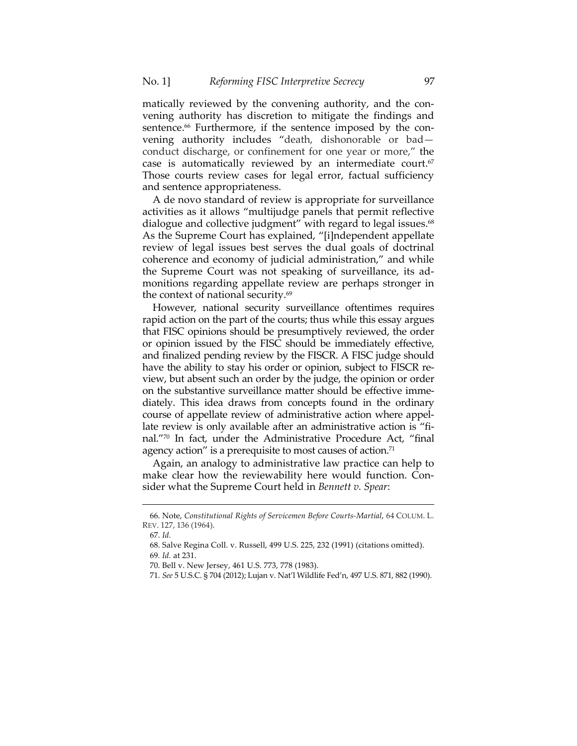matically reviewed by the convening authority, and the convening authority has discretion to mitigate the findings and sentence.[66] Furthermore, if the sentence imposed by the convening authority includes "death, dishonorable or bad—conduct discharge, or confinement for one year or more," the case is automatically reviewed by an intermediate court.[67] Those courts review cases for legal error, factual sufficiency and sentence appropriateness.

A de novo standard of review is appropriate for surveillance activities as it allows "multijudge panels that permit reflective dialogue and collective judgment" with regard to legal issues.[68] As the Supreme Court has explained, "[i]ndependent appellate review of legal issues best serves the dual goals of doctrinal coherence and economy of judicial administration," and while the Supreme Court was not speaking of surveillance, its admonitions regarding appellate review are perhaps stronger in the context of national security.[69]

However, national security surveillance oftentimes requires rapid action on the part of the courts; thus while this essay argues that FISC opinions should be presumptively reviewed, the order or opinion issued by the FISC should be immediately effective, and finalized pending review by the FISCR. A FISC judge should have the ability to stay his order or opinion, subject to FISCR review, but absent such an order by the judge, the opinion or order on the substantive surveillance matter should be effective immediately. This idea draws from concepts found in the ordinary course of appellate review of administrative action where appellate review is only available after an administrative action is "final."[70] In fact, under the Administrative Procedure Act, "final agency action" is a prerequisite to most causes of action.[71]

Again, an analogy to administrative law practice can help to make clear how the reviewability here would function. Consider what the Supreme Court held in *Bennett v. Spear*:

---

66. Note, *Constitutional Rights of Servicemen Before Courts-Martial*, 64 COLUM. L. REV. 127, 136 (1964).

67. *Id.*

68. Salve Regina Coll. v. Russell, 499 U.S. 225, 232 (1991) (citations omitted).

69. *Id.* at 231.

70. Bell v. New Jersey, 461 U.S. 773, 778 (1983).

71. *See* 5 U.S.C. § 704 (2012); Lujan v. Nat'l Wildlife Fed'n, 497 U.S. 871, 882 (1990).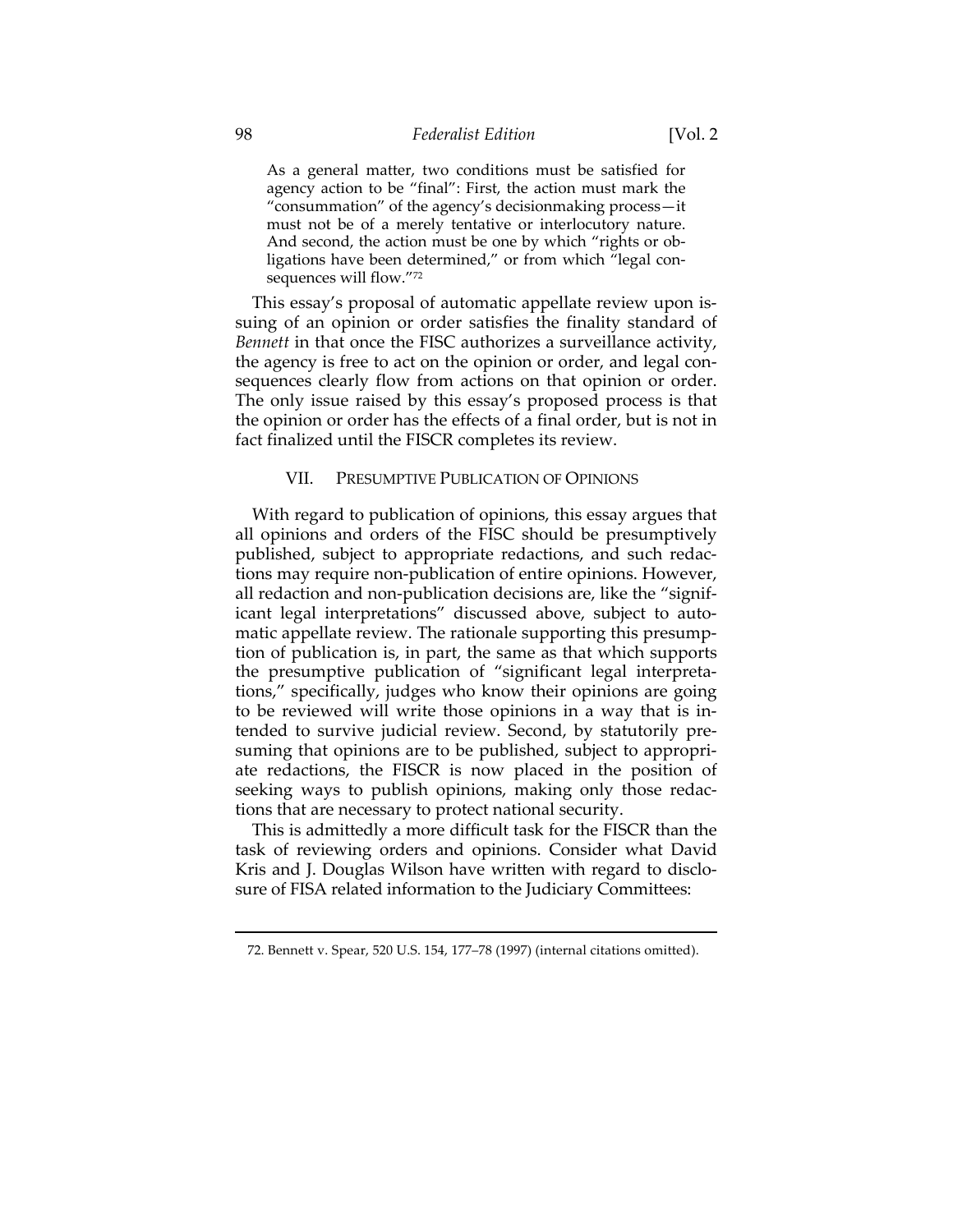> As a general matter, two conditions must be satisfied for agency action to be "final": First, the action must mark the "consummation" of the agency's decisionmaking process—it must not be of a merely tentative or interlocutory nature. And second, the action must be one by which "rights or obligations have been determined," or from which "legal consequences will flow."[72]

This essay's proposal of automatic appellate review upon issuing of an opinion or order satisfies the finality standard of *Bennett* in that once the FISC authorizes a surveillance activity, the agency is free to act on the opinion or order, and legal consequences clearly flow from actions on that opinion or order. The only issue raised by this essay's proposed process is that the opinion or order has the effects of a final order, but is not in fact finalized until the FISCR completes its review.

## VII. PRESUMPTIVE PUBLICATION OF OPINIONS

With regard to publication of opinions, this essay argues that all opinions and orders of the FISC should be presumptively published, subject to appropriate redactions, and such redactions may require non-publication of entire opinions. However, all redaction and non-publication decisions are, like the "significant legal interpretations" discussed above, subject to automatic appellate review. The rationale supporting this presumption of publication is, in part, the same as that which supports the presumptive publication of "significant legal interpretations," specifically, judges who know their opinions are going to be reviewed will write those opinions in a way that is intended to survive judicial review. Second, by statutorily presuming that opinions are to be published, subject to appropriate redactions, the FISCR is now placed in the position of seeking ways to publish opinions, making only those redactions that are necessary to protect national security.

This is admittedly a more difficult task for the FISCR than the task of reviewing orders and opinions. Consider what David Kris and J. Douglas Wilson have written with regard to disclosure of FISA related information to the Judiciary Committees:

---

72. Bennett v. Spear, 520 U.S. 154, 177–78 (1997) (internal citations omitted).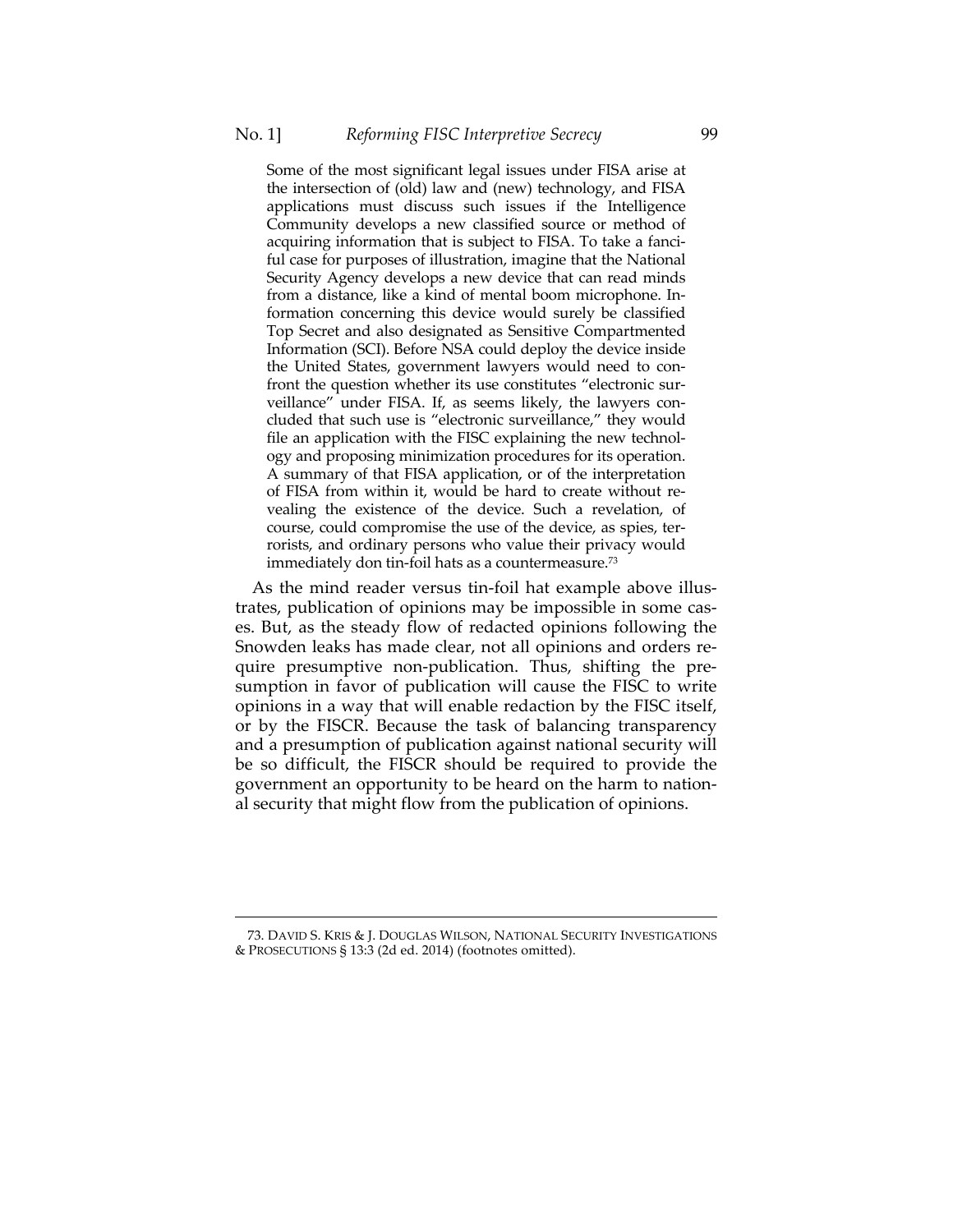> Some of the most significant legal issues under FISA arise at the intersection of (old) law and (new) technology, and FISA applications must discuss such issues if the Intelligence Community develops a new classified source or method of acquiring information that is subject to FISA. To take a fanciful case for purposes of illustration, imagine that the National Security Agency develops a new device that can read minds from a distance, like a kind of mental boom microphone. Information concerning this device would surely be classified Top Secret and also designated as Sensitive Compartmented Information (SCI). Before NSA could deploy the device inside the United States, government lawyers would need to confront the question whether its use constitutes "electronic surveillance" under FISA. If, as seems likely, the lawyers concluded that such use is "electronic surveillance," they would file an application with the FISC explaining the new technology and proposing minimization procedures for its operation. A summary of that FISA application, or of the interpretation of FISA from within it, would be hard to create without revealing the existence of the device. Such a revelation, of course, could compromise the use of the device, as spies, terrorists, and ordinary persons who value their privacy would immediately don tin-foil hats as a countermeasure.[73]

As the mind reader versus tin-foil hat example above illustrates, publication of opinions may be impossible in some cases. But, as the steady flow of redacted opinions following the Snowden leaks has made clear, not all opinions and orders require presumptive non-publication. Thus, shifting the presumption in favor of publication will cause the FISC to write opinions in a way that will enable redaction by the FISC itself, or by the FISCR. Because the task of balancing transparency and a presumption of publication against national security will be so difficult, the FISCR should be required to provide the government an opportunity to be heard on the harm to national security that might flow from the publication of opinions.

---

73. DAVID S. KRIS & J. DOUGLAS WILSON, NATIONAL SECURITY INVESTIGATIONS & PROSECUTIONS § 13:3 (2d ed. 2014) (footnotes omitted).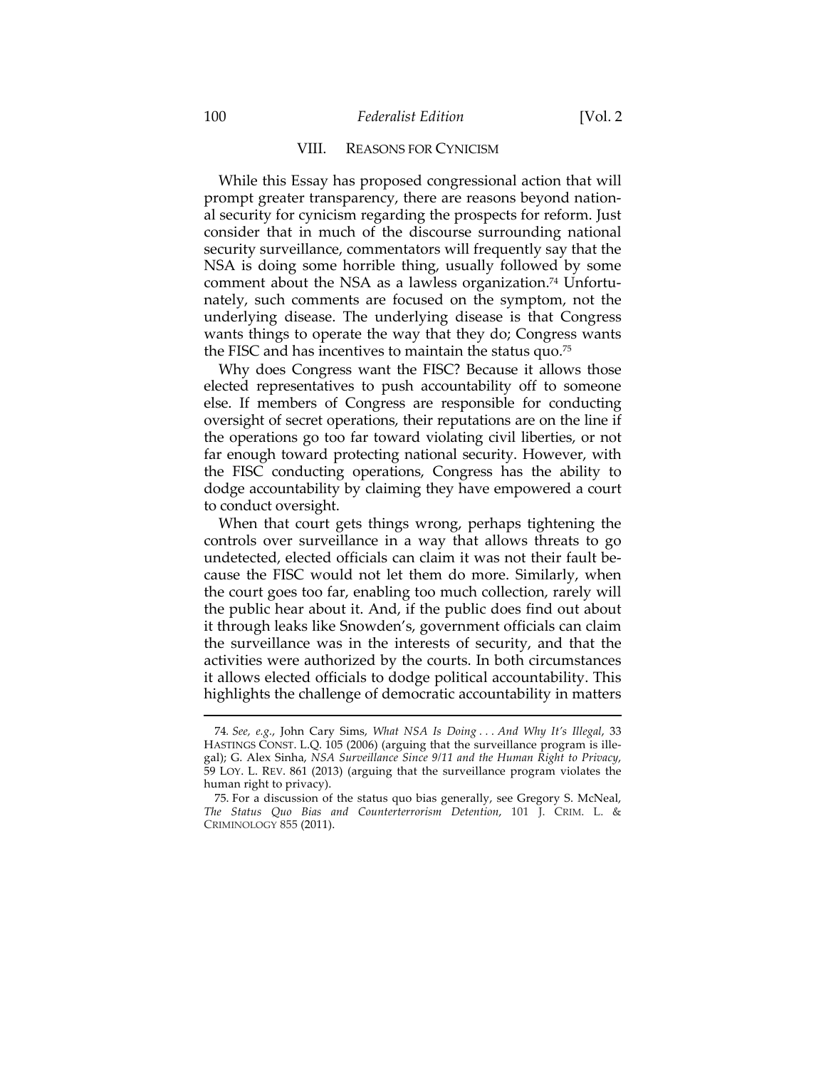## VIII. REASONS FOR CYNICISM

While this Essay has proposed congressional action that will prompt greater transparency, there are reasons beyond national security for cynicism regarding the prospects for reform. Just consider that in much of the discourse surrounding national security surveillance, commentators will frequently say that the NSA is doing some horrible thing, usually followed by some comment about the NSA as a lawless organization.[74] Unfortunately, such comments are focused on the symptom, not the underlying disease. The underlying disease is that Congress wants things to operate the way that they do; Congress wants the FISC and has incentives to maintain the status quo.[75]

Why does Congress want the FISC? Because it allows those elected representatives to push accountability off to someone else. If members of Congress are responsible for conducting oversight of secret operations, their reputations are on the line if the operations go too far toward violating civil liberties, or not far enough toward protecting national security. However, with the FISC conducting operations, Congress has the ability to dodge accountability by claiming they have empowered a court to conduct oversight.

When that court gets things wrong, perhaps tightening the controls over surveillance in a way that allows threats to go undetected, elected officials can claim it was not their fault because the FISC would not let them do more. Similarly, when the court goes too far, enabling too much collection, rarely will the public hear about it. And, if the public does find out about it through leaks like Snowden's, government officials can claim the surveillance was in the interests of security, and that the activities were authorized by the courts. In both circumstances it allows elected officials to dodge political accountability. This highlights the challenge of democratic accountability in matters

---

74. *See, e.g.*, John Cary Sims, *What NSA Is Doing . . . And Why It's Illegal*, 33 HASTINGS CONST. L.Q. 105 (2006) (arguing that the surveillance program is illegal); G. Alex Sinha, *NSA Surveillance Since 9/11 and the Human Right to Privacy*, 59 LOY. L. REV. 861 (2013) (arguing that the surveillance program violates the human right to privacy).

75. For a discussion of the status quo bias generally, see Gregory S. McNeal, *The Status Quo Bias and Counterterrorism Detention*, 101 J. CRIM. L. & CRIMINOLOGY 855 (2011).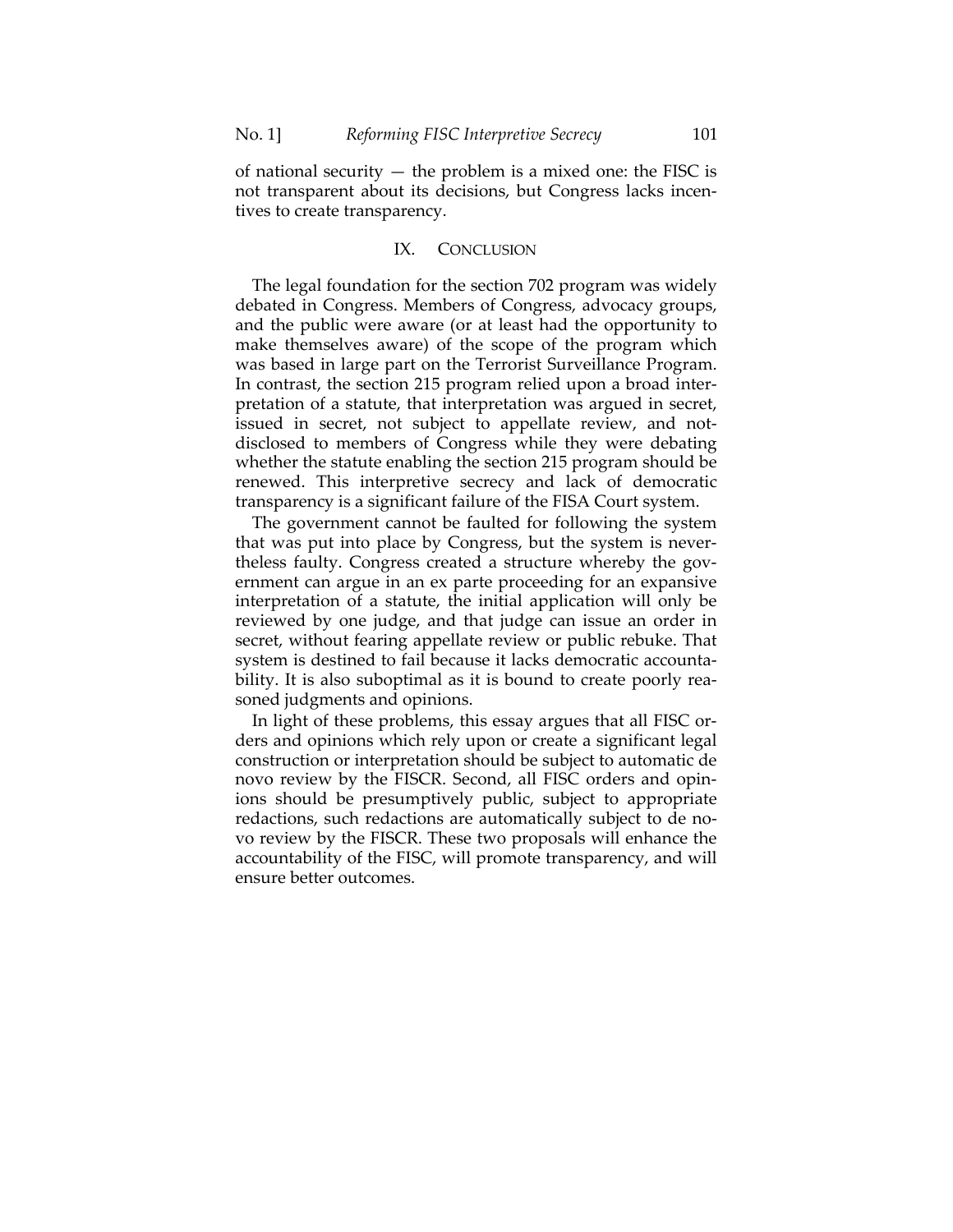of national security — the problem is a mixed one: the FISC is not transparent about its decisions, but Congress lacks incentives to create transparency.

## IX. CONCLUSION

The legal foundation for the section 702 program was widely debated in Congress. Members of Congress, advocacy groups, and the public were aware (or at least had the opportunity to make themselves aware) of the scope of the program which was based in large part on the Terrorist Surveillance Program. In contrast, the section 215 program relied upon a broad interpretation of a statute, that interpretation was argued in secret, issued in secret, not subject to appellate review, and not-disclosed to members of Congress while they were debating whether the statute enabling the section 215 program should be renewed. This interpretive secrecy and lack of democratic transparency is a significant failure of the FISA Court system.

The government cannot be faulted for following the system that was put into place by Congress, but the system is nevertheless faulty. Congress created a structure whereby the government can argue in an ex parte proceeding for an expansive interpretation of a statute, the initial application will only be reviewed by one judge, and that judge can issue an order in secret, without fearing appellate review or public rebuke. That system is destined to fail because it lacks democratic accountability. It is also suboptimal as it is bound to create poorly reasoned judgments and opinions.

In light of these problems, this essay argues that all FISC orders and opinions which rely upon or create a significant legal construction or interpretation should be subject to automatic de novo review by the FISCR. Second, all FISC orders and opinions should be presumptively public, subject to appropriate redactions, such redactions are automatically subject to de novo review by the FISCR. These two proposals will enhance the accountability of the FISC, will promote transparency, and will ensure better outcomes.